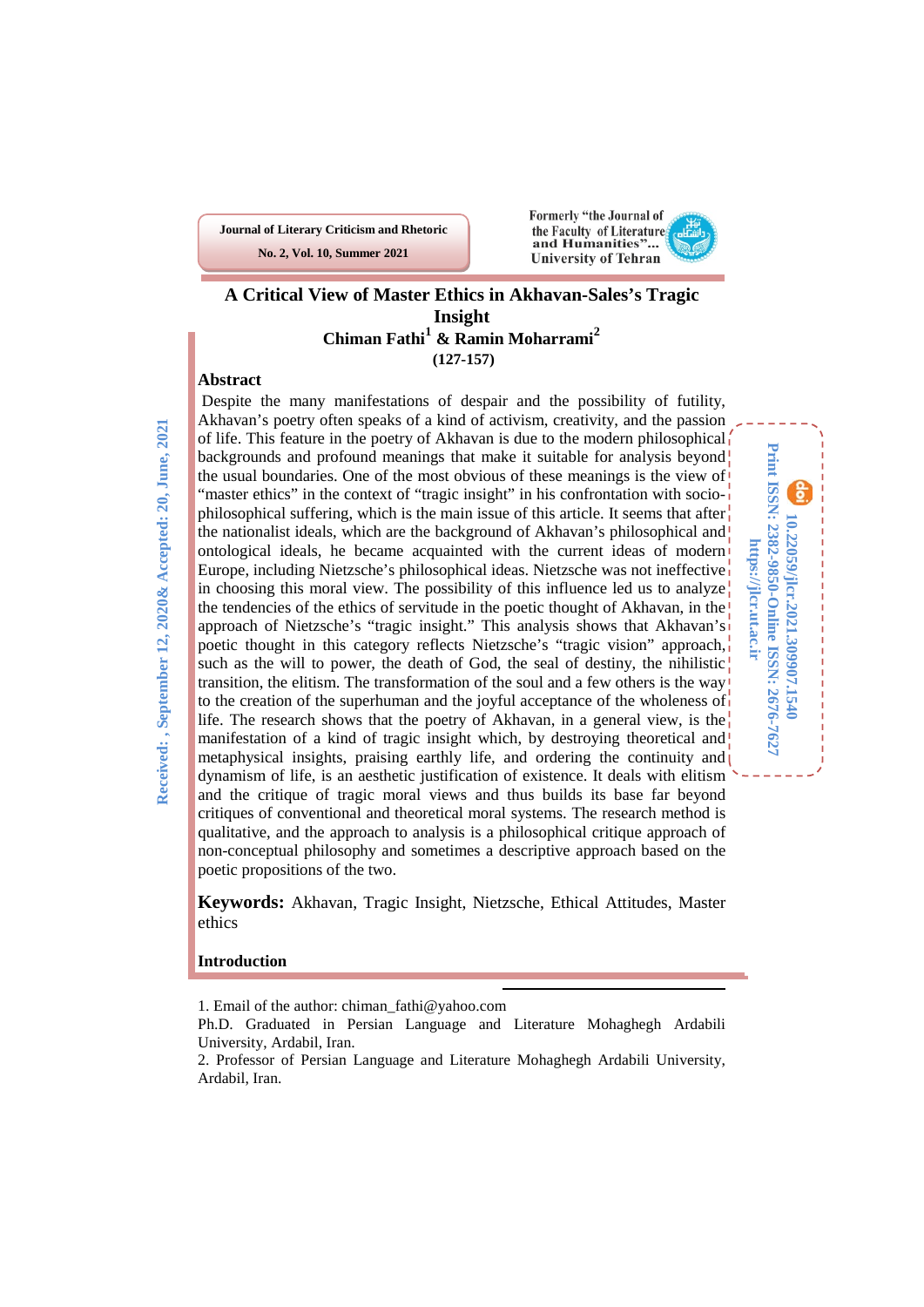# A Critical View of Master Ethics in Akhavan-Sales's Tragic Insight

**Chiman Fathi[1] & Ramin Moharrami[2]**

**(127-157)**

## Abstract

Despite the many manifestations of despair and the possibility of futility, Akhavan's poetry often speaks of a kind of activism, creativity, and the passion of life. This feature in the poetry of Akhavan is due to the modern philosophical backgrounds and profound meanings that make it suitable for analysis beyond the usual boundaries. One of the most obvious of these meanings is the view of "master ethics" in the context of "tragic insight" in his confrontation with socio-philosophical suffering, which is the main issue of this article. It seems that after the nationalist ideals, which are the background of Akhavan's philosophical and ontological ideals, he became acquainted with the current ideas of modern Europe, including Nietzsche's philosophical ideas. Nietzsche was not ineffective in choosing this moral view. The possibility of this influence led us to analyze the tendencies of the ethics of servitude in the poetic thought of Akhavan, in the approach of Nietzsche's "tragic insight." This analysis shows that Akhavan's poetic thought in this category reflects Nietzsche's "tragic vision" approach, such as the will to power, the death of God, the seal of destiny, the nihilistic transition, the elitism. The transformation of the soul and a few others is the way to the creation of the superhuman and the joyful acceptance of the wholeness of life. The research shows that the poetry of Akhavan, in a general view, is the manifestation of a kind of tragic insight which, by destroying theoretical and metaphysical insights, praising earthly life, and ordering the continuity and dynamism of life, is an aesthetic justification of existence. It deals with elitism and the critique of tragic moral views and thus builds its base far beyond critiques of conventional and theoretical moral systems. The research method is qualitative, and the approach to analysis is a philosophical critique approach of non-conceptual philosophy and sometimes a descriptive approach based on the poetic propositions of the two.

**Keywords:** Akhavan, Tragic Insight, Nietzsche, Ethical Attitudes, Master ethics

## Introduction

Received: , September 12, 2020& Accepted: 20, June, 2021

10.22059/jlcr.2021.309907.1540

Print ISSN: 2382-9850-Online ISSN: 2676-7627

https://jlcr.ut.ac.ir

---

1. Email of the author: chiman_fathi@yahoo.com

Ph.D. Graduated in Persian Language and Literature Mohaghegh Ardabili University, Ardabil, Iran.

2. Professor of Persian Language and Literature Mohaghegh Ardabili University, Ardabil, Iran.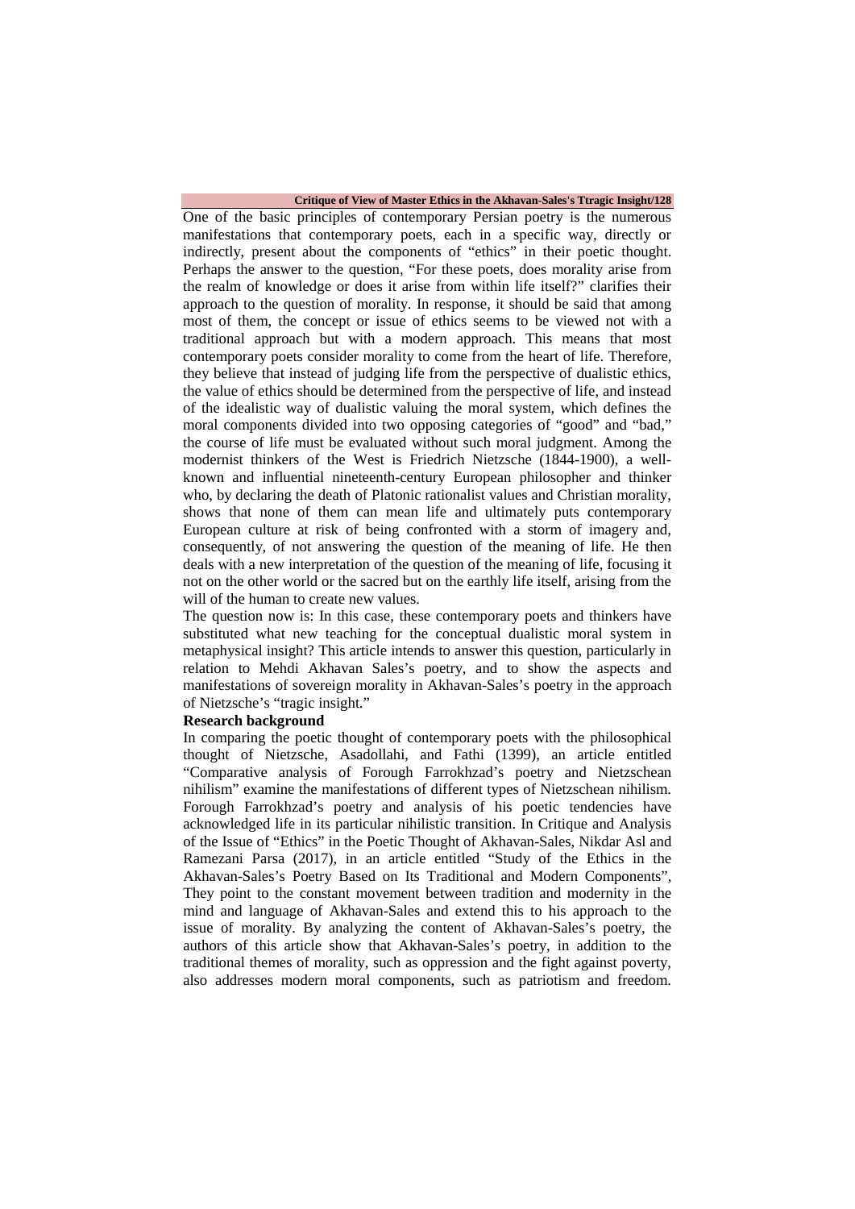One of the basic principles of contemporary Persian poetry is the numerous manifestations that contemporary poets, each in a specific way, directly or indirectly, present about the components of "ethics" in their poetic thought. Perhaps the answer to the question, "For these poets, does morality arise from the realm of knowledge or does it arise from within life itself?" clarifies their approach to the question of morality. In response, it should be said that among most of them, the concept or issue of ethics seems to be viewed not with a traditional approach but with a modern approach. This means that most contemporary poets consider morality to come from the heart of life. Therefore, they believe that instead of judging life from the perspective of dualistic ethics, the value of ethics should be determined from the perspective of life, and instead of the idealistic way of dualistic valuing the moral system, which defines the moral components divided into two opposing categories of "good" and "bad," the course of life must be evaluated without such moral judgment. Among the modernist thinkers of the West is Friedrich Nietzsche (1844-1900), a well-known and influential nineteenth-century European philosopher and thinker who, by declaring the death of Platonic rationalist values and Christian morality, shows that none of them can mean life and ultimately puts contemporary European culture at risk of being confronted with a storm of imagery and, consequently, of not answering the question of the meaning of life. He then deals with a new interpretation of the question of the meaning of life, focusing it not on the other world or the sacred but on the earthly life itself, arising from the will of the human to create new values.

The question now is: In this case, these contemporary poets and thinkers have substituted what new teaching for the conceptual dualistic moral system in metaphysical insight? This article intends to answer this question, particularly in relation to Mehdi Akhavan Sales's poetry, and to show the aspects and manifestations of sovereign morality in Akhavan-Sales's poetry in the approach of Nietzsche's "tragic insight."

**Research background**

In comparing the poetic thought of contemporary poets with the philosophical thought of Nietzsche, Asadollahi, and Fathi (1399), an article entitled "Comparative analysis of Forough Farrokhzad's poetry and Nietzschean nihilism" examine the manifestations of different types of Nietzschean nihilism. Forough Farrokhzad's poetry and analysis of his poetic tendencies have acknowledged life in its particular nihilistic transition. In Critique and Analysis of the Issue of "Ethics" in the Poetic Thought of Akhavan-Sales, Nikdar Asl and Ramezani Parsa (2017), in an article entitled "Study of the Ethics in the Akhavan-Sales's Poetry Based on Its Traditional and Modern Components", They point to the constant movement between tradition and modernity in the mind and language of Akhavan-Sales and extend this to his approach to the issue of morality. By analyzing the content of Akhavan-Sales's poetry, the authors of this article show that Akhavan-Sales's poetry, in addition to the traditional themes of morality, such as oppression and the fight against poverty, also addresses modern moral components, such as patriotism and freedom.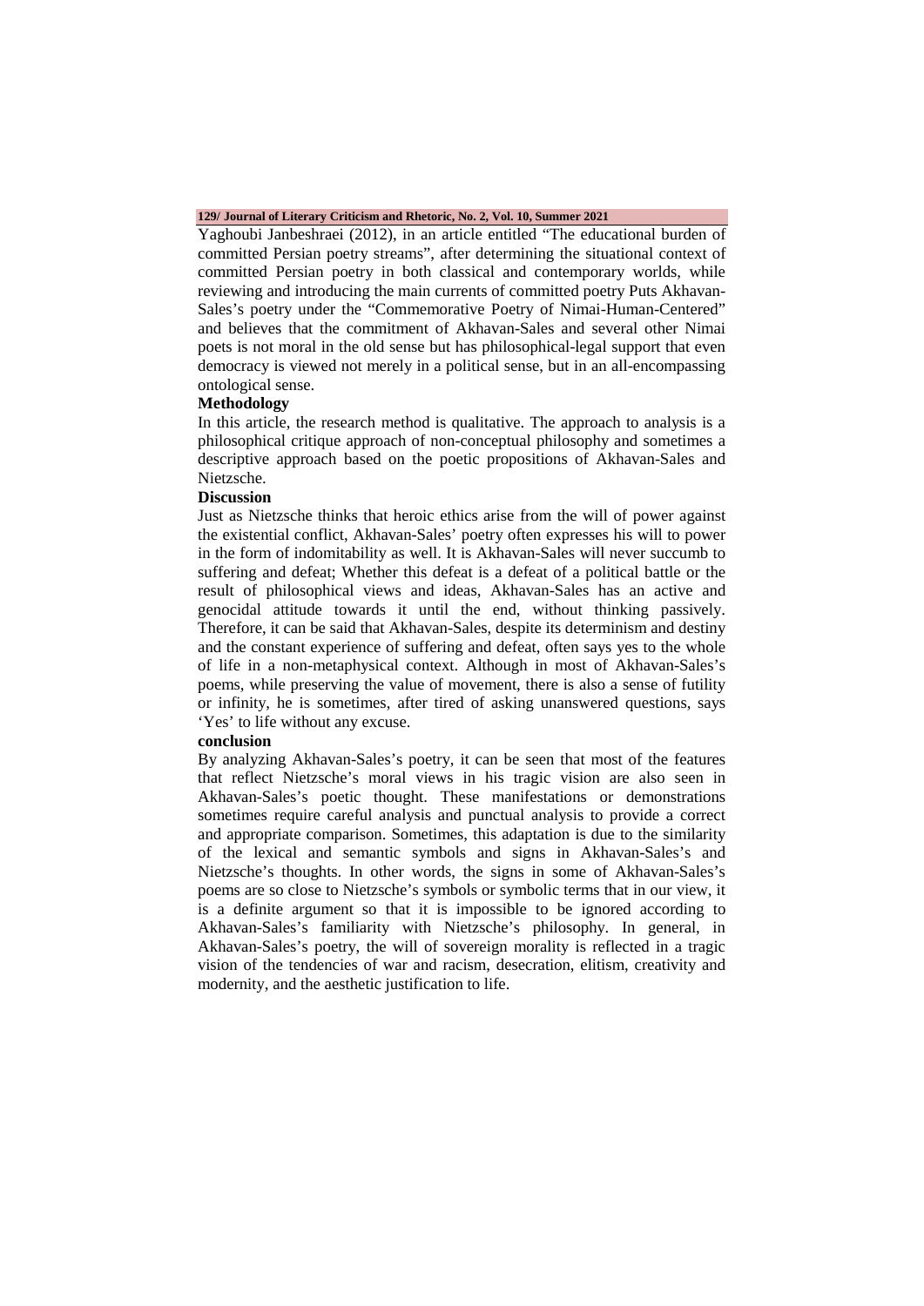Yaghoubi Janbeshraei (2012), in an article entitled "The educational burden of committed Persian poetry streams", after determining the situational context of committed Persian poetry in both classical and contemporary worlds, while reviewing and introducing the main currents of committed poetry Puts Akhavan-Sales's poetry under the "Commemorative Poetry of Nimai-Human-Centered" and believes that the commitment of Akhavan-Sales and several other Nimai poets is not moral in the old sense but has philosophical-legal support that even democracy is viewed not merely in a political sense, but in an all-encompassing ontological sense.

**Methodology**

In this article, the research method is qualitative. The approach to analysis is a philosophical critique approach of non-conceptual philosophy and sometimes a descriptive approach based on the poetic propositions of Akhavan-Sales and Nietzsche.

**Discussion**

Just as Nietzsche thinks that heroic ethics arise from the will of power against the existential conflict, Akhavan-Sales' poetry often expresses his will to power in the form of indomitability as well. It is Akhavan-Sales will never succumb to suffering and defeat; Whether this defeat is a defeat of a political battle or the result of philosophical views and ideas, Akhavan-Sales has an active and genocidal attitude towards it until the end, without thinking passively. Therefore, it can be said that Akhavan-Sales, despite its determinism and destiny and the constant experience of suffering and defeat, often says yes to the whole of life in a non-metaphysical context. Although in most of Akhavan-Sales's poems, while preserving the value of movement, there is also a sense of futility or infinity, he is sometimes, after tired of asking unanswered questions, says 'Yes' to life without any excuse.

**conclusion**

By analyzing Akhavan-Sales's poetry, it can be seen that most of the features that reflect Nietzsche's moral views in his tragic vision are also seen in Akhavan-Sales's poetic thought. These manifestations or demonstrations sometimes require careful analysis and punctual analysis to provide a correct and appropriate comparison. Sometimes, this adaptation is due to the similarity of the lexical and semantic symbols and signs in Akhavan-Sales's and Nietzsche's thoughts. In other words, the signs in some of Akhavan-Sales's poems are so close to Nietzsche's symbols or symbolic terms that in our view, it is a definite argument so that it is impossible to be ignored according to Akhavan-Sales's familiarity with Nietzsche's philosophy. In general, in Akhavan-Sales's poetry, the will of sovereign morality is reflected in a tragic vision of the tendencies of war and racism, desecration, elitism, creativity and modernity, and the aesthetic justification to life.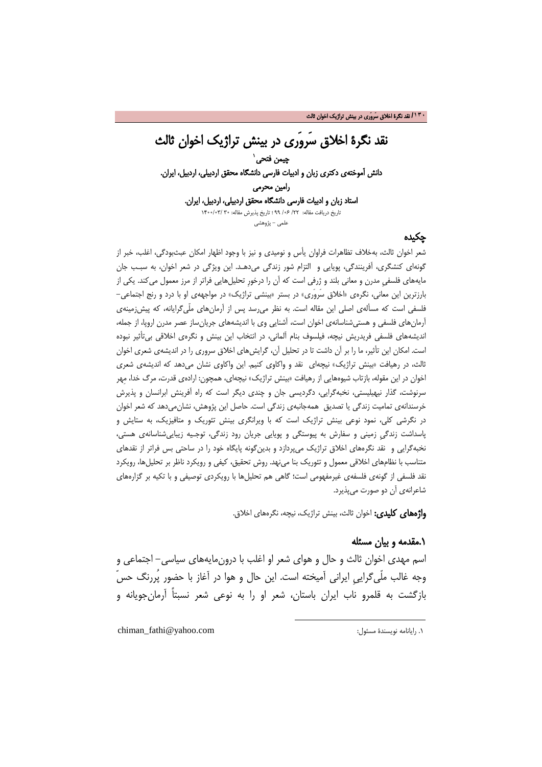# نقد نگرهٔ اخلاق سَروَری در بینش تراژیک اخوان ثالث

**چیمن فتحی**[1]

**دانش آموختهی دکتری زبان و ادبیات فارسی دانشگاه محقق اردبیلی، اردبیل، ایران.**

**رامین محرمی**

**استاد زبان و ادبیات فارسی دانشگاه محقق اردبیلی، اردبیل، ایران.**

تاریخ دریافت مقاله: ۲۲/ ۰۶/ ۹۹ ؛ تاریخ پذیرش مقاله: ۳۰ /۰۳/ ۱۴۰۰

علمی – پژوهشی

## چکیده

شعر اخوان ثالث، به‌خلاف تظاهرات فراوان یأس و نومیدی و نیز با وجود اظهار امکان عبث‌بودگی، اغلب، خبر از گونه‌ای کنشگری، آفرینندگی، پویایی و التزام شور زندگی می‌دهد. این ویژگی در شعر اخوان، به سبب جان مایه‌های فلسفیِ مدرن و معانی بلند و ژرفی است که آن را درخورِ تحلیل‌هایی فراتر از مرز معمول می‌کند. یکی از بارزترین این معانی، نگره‌ی «اخلاق سَروَری» در بستر «بینشی تراژیک» در مواجهه‌ی او با درد و رنج اجتماعی– فلسفی است که مسأله‌ی اصلی این مقاله است. به نظر می‌رسد پس از آرمان‌های ملّی‌گرایانه، که پیش‌زمینه‌ی آرمان‌های فلسفی و هستی‌شناسانه‌ی اخوان است، آشنایی وی با اندیشه‌های جریان‌ساز عصر مدرن اروپا، از جمله، اندیشه‌های فلسفی فریدریش نیچه، فیلسوف بنام آلمانی، در انتخاب این بینش و نگره‌ی اخلاقی بی‌تأثیر نبوده است. امکان این تأثیر، ما را بر آن داشت تا در تحلیل آن، گرایش‌های اخلاق سروری را در اندیشه‌ی شعری اخوان ثالث، در رهیافت «بینش تراژیک» نیچه‌ای نقد و واکاوی کنیم. این واکاوی نشان می‌دهد که اندیشه‌ی شعری اخوان در این مقوله، بازتاب شیوه‌هایی از رهیافت «بینش تراژیک» نیچه‌ای، همچون: اراده‌ی قدرت، مرگ خدا، مِهر سرنوشت، گذار نیهیلیستی، نخبه‌گرایی، دگردیسی جان و چندی دیگر است که راه آفرینش ابرانسان و پذیرش خرسندانه‌ی تمامیت زندگی یا تصدیق همه‌جانبه‌ی زندگی است. حاصل این پژوهش، نشان‌می‌دهد که شعر اخوان در نگرشی کلی، نمود نوعی بینش تراژیک است که با ویرانگری بینش تئوریک و متافیزیک، به ستایش و پاسداشت زندگیِ زمینی و سفارش به پیوستگی و پویایی جریان رود زندگی، توجیه زیبایی‌شناسانه‌ی هستی، نخبه‌گرایی و نقد نگره‌های اخلاق تراژیک می‌پردازد و بدین‌گونه پایگاه خود را در ساحتی بس فراتر از نقدهای متناسب با نظام‌های اخلاقی معمول و تئوریک بنا می‌نهد. روش تحقیق، کیفی و رویکرد ناظر بر تحلیل‌ها، رویکرد نقد فلسفی از گونه‌ی فلسفه‌ی غیرمفهومی است؛ گاهی هم تحلیل‌ها با رویکردی توصیفی و با تکیه بر گزاره‌های شاعرانه‌ی آن دو صورت می‌پذیرد.

**واژه‌های کلیدی:** اخوان ثالث، بینش تراژیک، نیچه، نگره‌های اخلاق.

## ۱.مقدمه و بیان مسئله

اسم مهدی اخوان ثالث و حال و هوای شعر او اغلب با درون‌مایه‌های سیاسی– اجتماعی و وجه غالب ملّی‌گراییِ ایرانی آمیخته است. این حال و هوا در آغاز با حضور پُررنگ حسّ بازگشت به قلمرو ناب ایران باستان، شعر او را به نوعی شعر نسبتاً آرمان‌جویانه و

---

[1] ۱. رایانامه نویسندهٔ مسئول: chiman_fathi@yahoo.com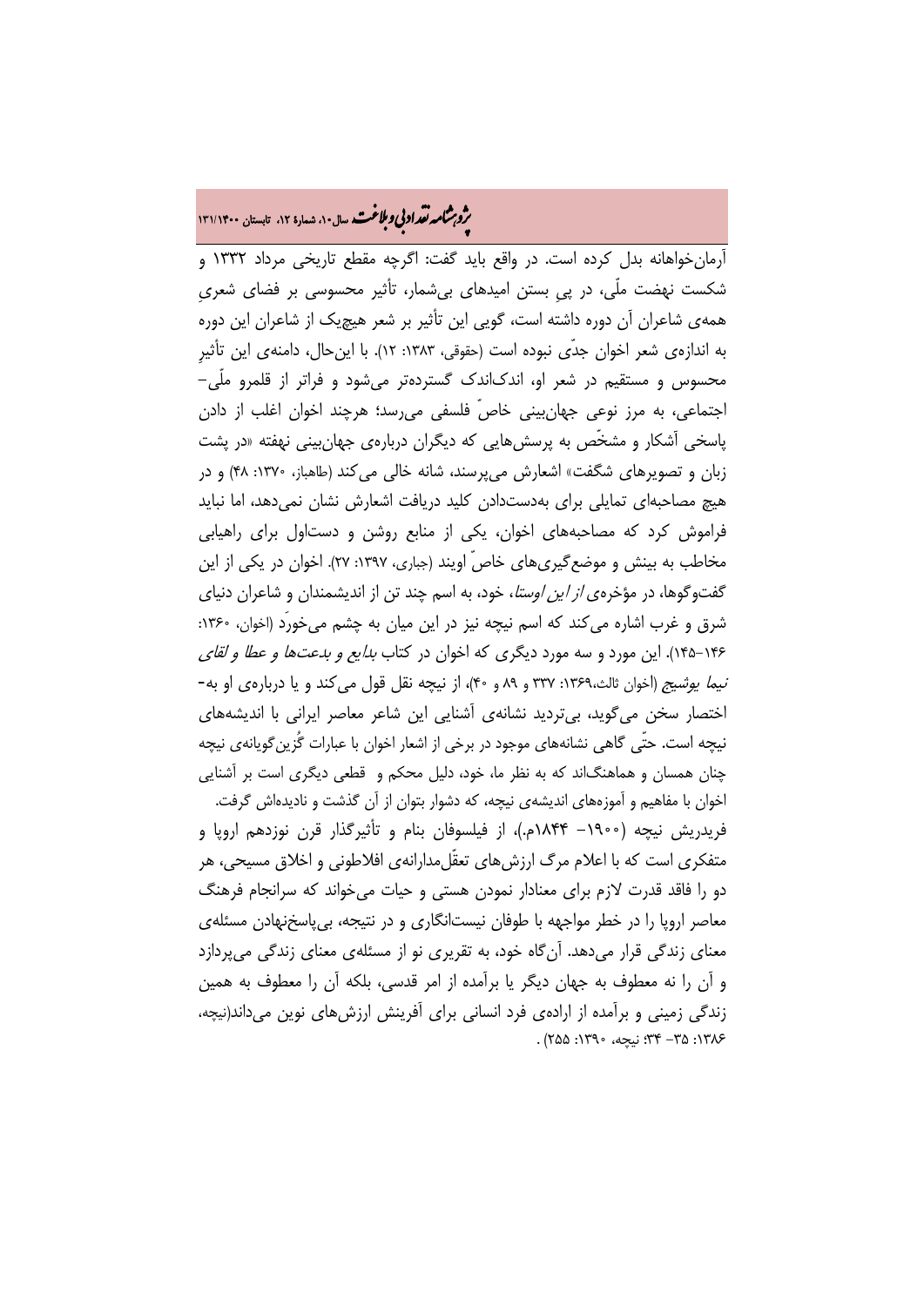آرمان‌خواهانه بدل کرده است. در واقع باید گفت: اگرچه مقطع تاریخی مرداد ۱۳۳۲ و شکست نهضت ملّی، در پیِ بستن امیدهای بی‌شمار، تأثیر محسوسی بر فضای شعریِ همه‌ی شاعران آن دوره داشته است، گویی این تأثیر بر شعر هیچ‌یک از شاعران این دوره به اندازه‌ی شعر اخوان جدّی نبوده است (حقوقی، ۱۳۸۳: ۱۲). با این‌حال، دامنه‌ی این تأثیرِ محسوس و مستقیم در شعر او، اندک‌اندک گسترده‌تر می‌شود و فراتر از قلمرو ملّی–اجتماعی، به مرز نوعی جهان‌بینی خاصّ فلسفی می‌رسد؛ هرچند اخوان اغلب از دادن پاسخی آشکار و مشخّص به پرسش‌هایی که دیگران درباره‌ی جهان‌بینی نهفته «در پشت زبان و تصویرهای شگفت» اشعارش می‌پرسند، شانه خالی می‌کند (طاهباز، ۱۳۷۰: ۴۸) و در هیچ مصاحبه‌ای تمایلی برای به‌دست‌دادن کلید دریافت اشعارش نشان نمی‌دهد، اما نباید فراموش کرد که مصاحبه‌های اخوان، یکی از منابع روشن و دست‌اول برای راهیابی مخاطب به بینش و موضع‌گیری‌های خاصّ اویند (جباری، ۱۳۹۷: ۲۷). اخوان در یکی از این گفت‌وگوها، در مؤخره‌ی *از این اوستا*، خود، به اسم چند تن از اندیشمندان و شاعران دنیای شرق و غرب اشاره می‌کند که اسم نیچه نیز در این میان به چشم می‌خورَد (اخوان، ۱۳۶۰: ۱۴۶-۱۴۵). این مورد و سه مورد دیگری که اخوان در کتاب *بدایع و بدعت‌ها و عطا و لقای نیما یوشیج* (اخوان ثالث،۱۳۶۹: ۳۳۷ و ۸۹ و ۴۰)، از نیچه نقل قول می‌کند و یا درباره‌ی او به‌اختصار سخن می‌گوید، بی‌تردید نشانه‌ی آشنایی این شاعر معاصر ایرانی با اندیشه‌های نیچه است. حتّی گاهی نشانه‌های موجود در برخی از اشعار اخوان با عبارات گُزین‌گویانه‌ی نیچه چنان همسان و هماهنگ‌اند که به نظر ما، خود، دلیل محکم و قطعی دیگری است بر آشنایی اخوان با مفاهیم و آموزه‌های اندیشه‌ی نیچه، که دشوار بتوان از آن گذشت و نادیده‌اش گرفت.

فریدریش نیچه (۱۹۰۰- ۱۸۴۴م.)، از فیلسوفان بنام و تأثیرگذار قرن نوزدهم اروپا و متفکری است که با اعلام مرگ ارزش‌های تعقّل‌مدارانه‌ی افلاطونی و اخلاق مسیحی، هر دو را فاقد قدرت لازم برای معنادار نمودن هستی و حیات می‌خواند که سرانجام فرهنگ معاصر اروپا را در خطر مواجهه با طوفان نیستانگاری و در نتیجه، بی‌پاسخ‌نهادن مسئله‌ی معنای زندگی قرار می‌دهد. آن‌گاه خود، به تقریری نو از مسئله‌ی معنای زندگی می‌پردازد و آن را نه معطوف به جهان دیگر یا برآمده از امر قدسی، بلکه آن را معطوف به همین زندگی زمینی و برآمده از اراده‌ی فرد انسانی برای آفرینش ارزش‌های نوین می‌داند(نیچه، ۱۳۸۶: ۳۵- ۳۴؛ نیچه، ۱۳۹۰: ۲۵۵) .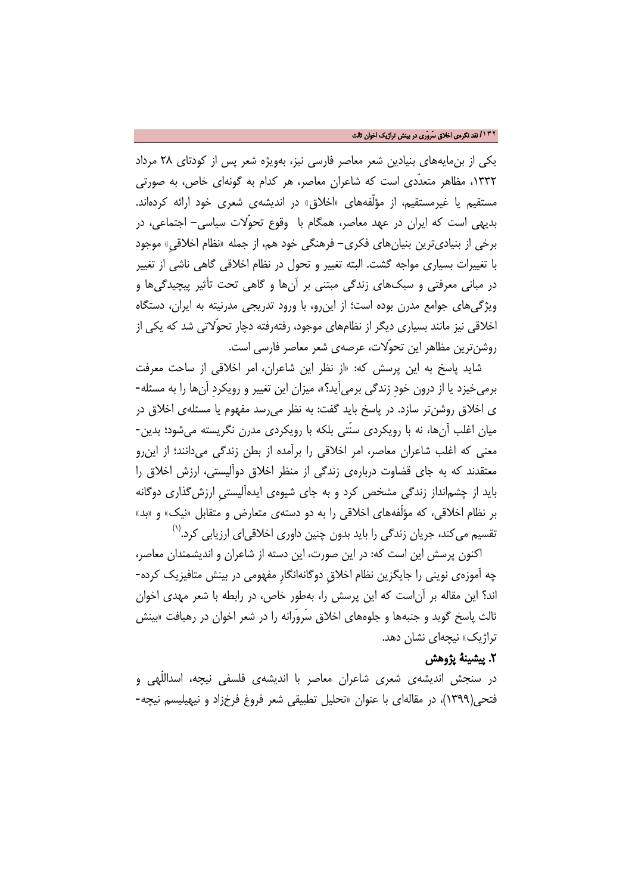یکی از بن‌مایه‌های بنیادین شعر معاصر فارسی نیز، به‌ویژه شعر پس از کودتای ۲۸ مرداد ۱۳۳۲، مظاهر متعدّدی است که شاعران معاصر، هر کدام به گونه‌ای خاص، به صورتی مستقیم یا غیرمستقیم، از مؤلّفه‌های «اخلاق» در اندیشه‌ی شعری خود ارائه کرده‌اند. بدیهی است که ایران در عهد معاصر، همگام با وقوع تحوّلات سیاسی- اجتماعی، در برخی از بنیادی‌ترین بنیان‌های فکری- فرهنگی خود هم، از جمله «نظام اخلاقیِ» موجود با تغییرات بسیاری مواجه گشت. البته تغییر و تحول در نظام اخلاقی گاهی ناشی از تغییر در مبانی معرفتی و سبک‌های زندگی مبتنی بر آن‌ها و گاهی تحت تأثیر پیچیدگی‌ها و ویژگی‌های جوامع مدرن بوده است؛ از این‌رو، با ورود تدریجی مدرنیته به ایران، دستگاه اخلاقی نیز مانند بسیاری دیگر از نظام‌های موجود، رفته‌رفته دچار تحوّلاتی شد که یکی از روشن‌ترین مظاهر این تحوّلات، عرصه‌ی شعر معاصر فارسی است.

شاید پاسخ به این پرسش که: «از نظر این شاعران، امر اخلاقی از ساحت معرفت برمی‌خیزد یا از درون خودِ زندگی برمی‌آید؟»، میزان این تغییر و رویکردِ آن‌ها را به مسئله‌ی اخلاق روشن‌تر سازد. در پاسخ باید گفت: به نظر می‌رسد مفهوم یا مسئله‌ی اخلاق در میان اغلب آن‌ها، نه با رویکردی سنّتی بلکه با رویکردی مدرن نگریسته می‌شود؛ بدین‌معنی که اغلب شاعران معاصر، امر اخلاقی را برآمده از بطن زندگی می‌دانند؛ از این‌رو معتقدند که به جای قضاوت درباره‌ی زندگی از منظر اخلاق دوآلیستی، ارزش اخلاق را باید از چشم‌انداز زندگی مشخص کرد و به جای شیوه‌ی ایده‌آلیستیِ ارزش‌گذاری دوگانه بر نظام اخلاقی، که مؤلّفه‌های اخلاقی را به دو دسته‌ی متعارض و متقابل «نیک» و «بد» تقسیم می‌کند، جریان زندگی را باید بدون چنین داوری اخلاقی‌ای ارزیابی کرد.[1]

اکنون پرسش این است که: در این صورت، این دسته از شاعران و اندیشمندان معاصر، چه آموزه‌ی نوینی را جایگزین نظام اخلاقِ دوگانه‌انگارِ مفهومی در بینش متافیزیک کرده‌اند؟ این مقاله بر آن‌است که این پرسش را، به‌طور خاص، در رابطه با شعر مهدی اخوان ثالث پاسخ گوید و جنبه‌ها و جلوه‌های اخلاق سَروَرانه را در شعر اخوان در رهیافت «بینش تراژیک» نیچه‌ای نشان دهد.

## ۲. پیشینهٔ پژوهش

در سنجش اندیشه‌ی شعری شاعران معاصر با اندیشه‌ی فلسفی نیچه، اسداللّهی و فتحی(۱۳۹۹)، در مقاله‌ای با عنوان «تحلیل تطبیقی شعر فروغ فرخزاد و نیهیلیسم نیچه-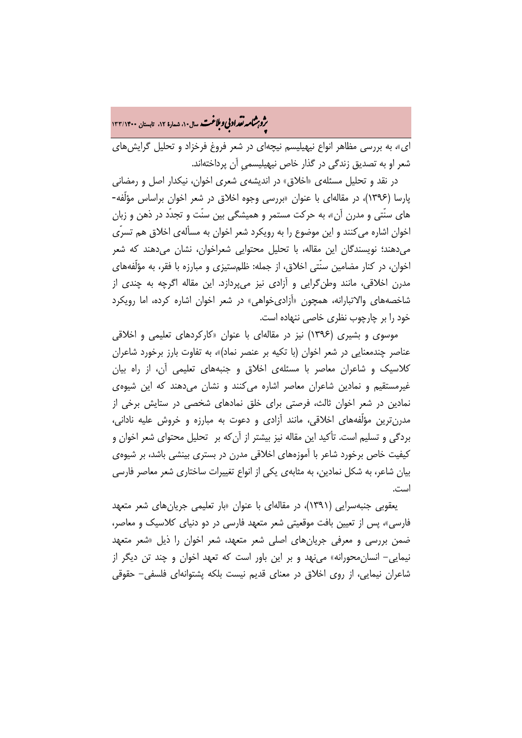ای»، به بررسی مظاهر انواع نیهیلیسم نیچه‌ای در شعر فروغ فرخزاد و تحلیل گرایش‌های شعر او به تصدیق زندگی در گذار خاص نیهیلیسمیِ آن پرداخته‌اند.

در نقد و تحلیل مسئله‌ی «اخلاق» در اندیشه‌ی شعری اخوان، نیکدار اصل و رمضانی پارسا (۱۳۹۶)، در مقاله‌ای با عنوان «بررسی وجوه اخلاق در شعر اخوان براساس مؤلّفه‌های سنّتی و مدرن آن»، به حرکت مستمر و همیشگی بین سنّت و تجدّد در ذهن و زبان اخوان اشاره می‌کنند و این موضوع را به رویکرد شعر اخوان به مسأله‌ی اخلاق هم تسرّی می‌دهند؛ نویسندگان این مقاله، با تحلیل محتوایی شعراخوان، نشان می‌دهند که شعر اخوان، در کنار مضامین سنّتی اخلاق، از جمله: ظلم‌ستیزی و مبارزه با فقر، به مؤلّفه‌های مدرن اخلاقی، مانند وطن‌گرایی و آزادی نیز می‌پردازد. این مقاله اگرچه به چندی از شاخصه‌های والاتبارانه، همچون «آزادی‌خواهی» در شعر اخوان اشاره کرده، اما رویکرد خود را بر چارچوب نظری خاصی ننهاده است.

موسوی و بشیری (۱۳۹۶) نیز در مقاله‌ای با عنوان «کارکردهای تعلیمی و اخلاقی عناصر چندمعنایی در شعر اخوان (با تکیه بر عنصر نماد)»، به تفاوت بارز برخورد شاعران کلاسیک و شاعران معاصر با مسئله‌ی اخلاق و جنبه‌های تعلیمی آن، از راه بیان غیرمستقیم و نمادین شاعران معاصر اشاره می‌کنند و نشان می‌دهند که این شیوه‌ی نمادین در شعر اخوان ثالث، فرصتی برای خلق نمادهای شخصی در ستایش برخی از مدرن‌ترین مؤلّفه‌های اخلاقی، مانند آزادی و دعوت به مبارزه و خروش علیه نادانی، بردگی و تسلیم است. تأکید این مقاله نیز بیشتر از آن‌که بر تحلیل محتوای شعر اخوان و کیفیت خاص برخورد شاعر با آموزه‌های اخلاقی مدرن در بستری بینشی باشد، بر شیوه‌ی بیان شاعر، به شکل نمادین، به مثابه‌ی یکی از انواع تغییرات ساختاری شعر معاصر فارسی است.

یعقوبی جنبه‌سرایی (۱۳۹۱)، در مقاله‌ای با عنوان «بار تعلیمی جریان‌های شعر متعهد فارسی»، پس از تعیین بافت موقعیتی شعر متعهد فارسی در دو دنیای کلاسیک و معاصر، ضمن بررسی و معرفی جریان‌های اصلی شعر متعهد، شعر اخوان را ذیل «شعر متعهد نیمایی- انسان‌محورانه» می‌نهد و بر این باور است که تعهد اخوان و چند تن دیگر از شاعران نیمایی، از روی اخلاق در معنای قدیم نیست بلکه پشتوانه‌ای فلسفی- حقوقی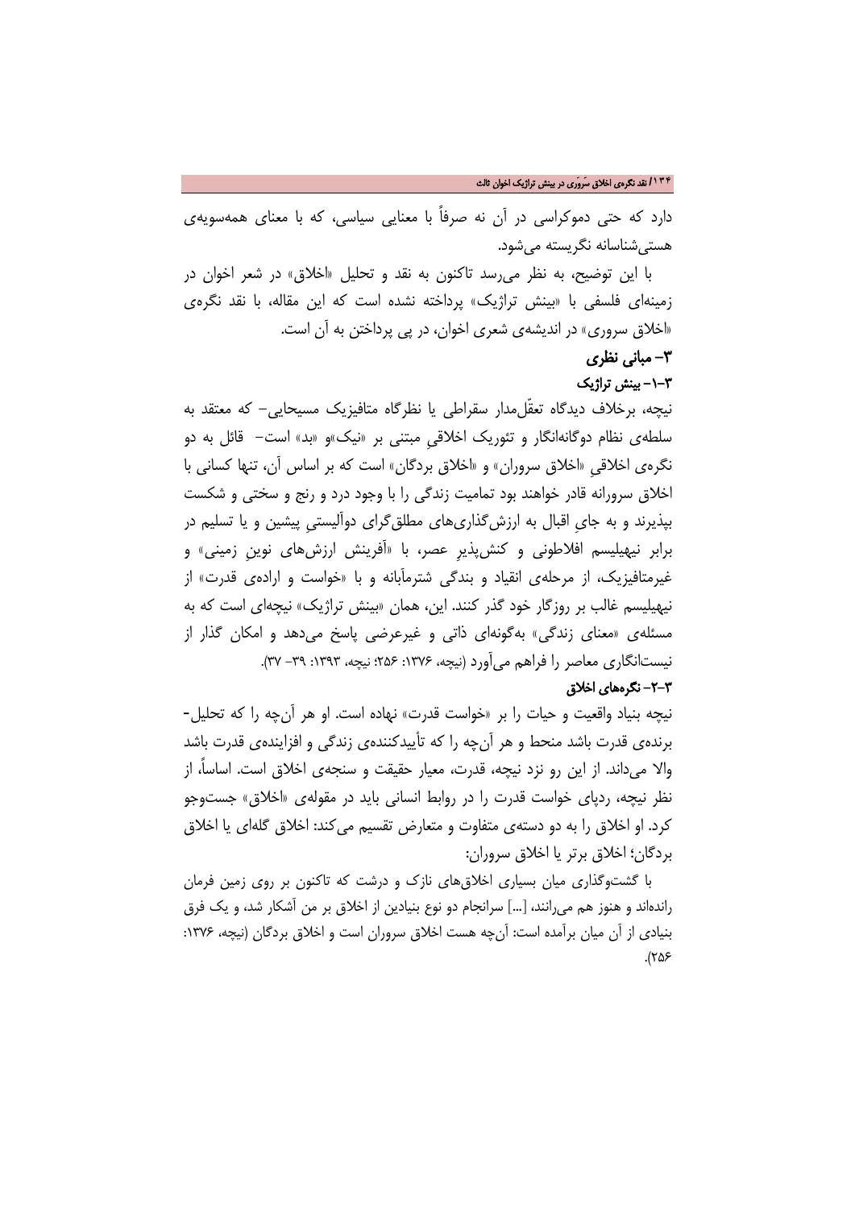دارد که حتی دموکراسی در آن نه صرفاً با معنایی سیاسی، که با معنای همه‌سویه‌ی هستی‌شناسانه نگریسته می‌شود.

با این توضیح، به نظر می‌رسد تاکنون به نقد و تحلیل «اخلاق» در شعر اخوان در زمینه‌ای فلسفی با «بینش تراژیک» پرداخته نشده است که این مقاله، با نقد نگره‌ی «اخلاق سروری» در اندیشه‌ی شعری اخوان، در پی پرداختن به آن است.

## ۳- مبانی نظری

### ۳-۱- بینش تراژیک

نیچه، برخلاف دیدگاه تعقّل‌مدار سقراطی یا نظرگاه متافیزیک مسیحایی- که معتقد به سلطه‌ی نظام دوگانه‌انگار و تئوریک اخلاقیِ مبتنی بر «نیک»و «بد» است- قائل به دو نگره‌ی اخلاقیِ «اخلاق سروران» و «اخلاق بردگان» است که بر اساس آن، تنها کسانی با اخلاق سرورانه قادر خواهند بود تمامیت زندگی را با وجود درد و رنج و سختی و شکست بپذیرند و به جایِ اقبال به ارزش‌گذاری‌های مطلق‌گرای دوآلیستیِ پیشین و یا تسلیم در برابر نیهیلیسم افلاطونی و کنش‌پذیرِ عصر، با «آفرینش ارزش‌های نوینِ زمینی» و غیرمتافیزیک، از مرحله‌ی انقیاد و بندگی شترمآبانه و با «خواست و اراده‌ی قدرت» از نیهیلیسم غالب بر روزگار خود گذر کنند. این، همان «بینش تراژیک» نیچه‌ای است که به مسئله‌ی «معنای زندگی» به‌گونه‌ای ذاتی و غیرعرضی پاسخ می‌دهد و امکان گذار از نیست‌انگاری معاصر را فراهم می‌آورد (نیچه، ۱۳۷۶: ۲۵۶؛ نیچه، ۱۳۹۳: ۳۹- ۳۷).

### ۳-۲- نگره‌های اخلاق

نیچه بنیاد واقعیت و حیات را بر «خواست قدرت» نهاده است. او هر آن‌چه را که تحلیل‌برنده‌ی قدرت باشد منحط و هر آن‌چه را که تأییدکننده‌ی زندگی و افزاینده‌ی قدرت باشد والا می‌داند. از این رو نزد نیچه، قدرت، معیار حقیقت و سنجه‌ی اخلاق است. اساساً، از نظر نیچه، ردپای خواست قدرت را در روابط انسانی باید در مقوله‌ی «اخلاق» جست‌وجو کرد. او اخلاق را به دو دسته‌ی متفاوت و متعارض تقسیم می‌کند: اخلاق گله‌ای یا اخلاق بردگان؛ اخلاق برتر یا اخلاق سروران:

با گشت‌وگذاری میان بسیاری اخلاق‌های نازک و درشت که تاکنون بر روی زمین فرمان رانده‌اند و هنوز هم می‌رانند، [...] سرانجام دو نوع بنیادین از اخلاق بر من آشکار شد، و یک فرق بنیادی از آن میان برآمده است: آن‌چه هست اخلاق سروران است و اخلاق بردگان (نیچه، ۱۳۷۶: ۲۵۶).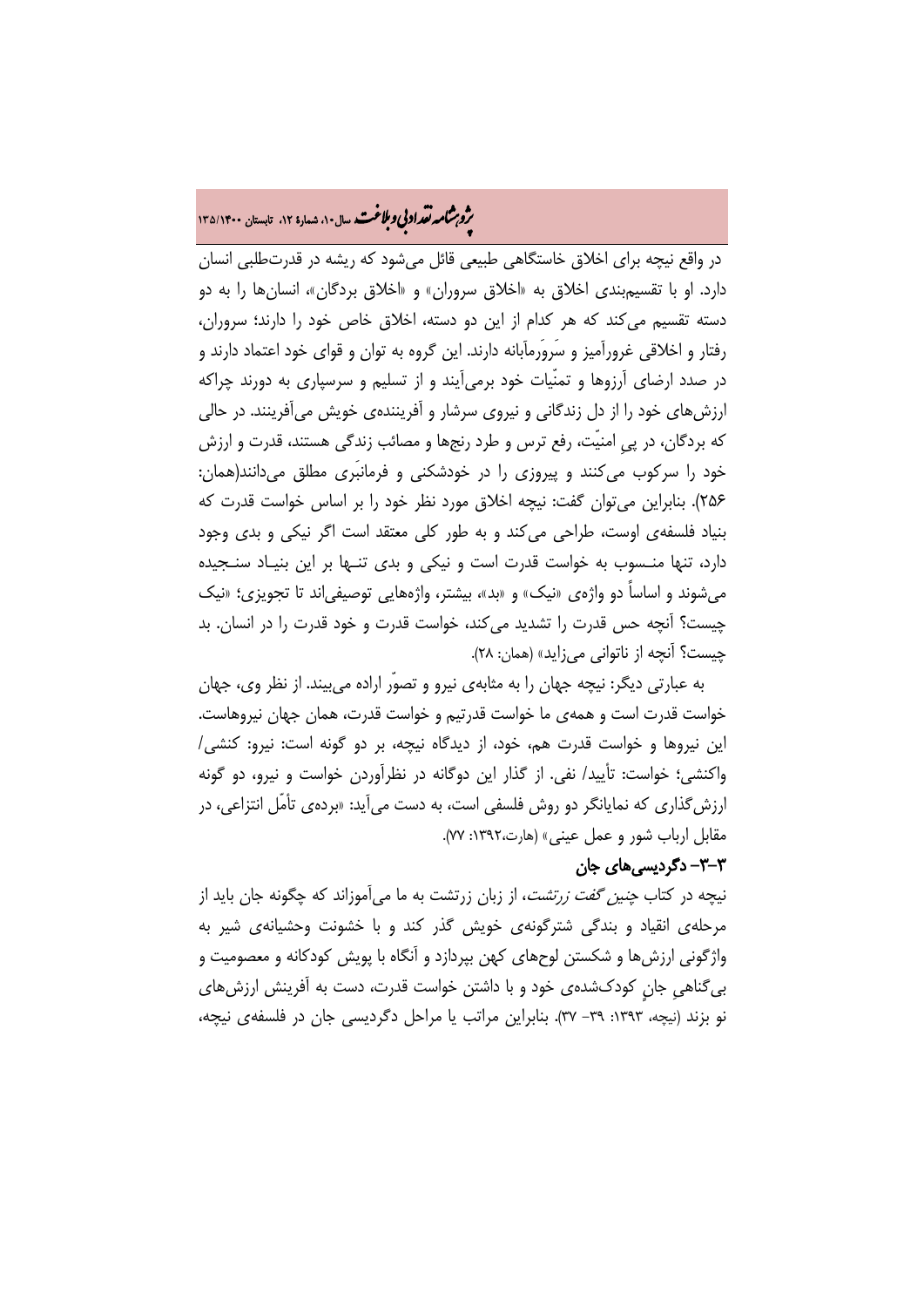در واقع نیچه برای اخلاق خاستگاهی طبیعی قائل می‌شود که ریشه در قدرت‌طلبی انسان دارد. او با تقسیم‌بندی اخلاق به «اخلاق سروران» و «اخلاق بردگان»، انسان‌ها را به دو دسته تقسیم می‌کند که هر کدام از این دو دسته، اخلاق خاص خود را دارند؛ سروران، رفتار و اخلاقی غرورآمیز و سَروَرمآبانه دارند. این گروه به توان و قوای خود اعتماد دارند و در صدد ارضای آرزوها و تمنّیات خود برمی‌آیند و از تسلیم و سرسپاری به دورند چراکه ارزش‌های خود را از دل زندگانی و نیروی سرشار و آفریننده‌ی خویش می‌آفرینند. در حالی که بردگان، در پیِ امنیّت، رفع ترس و طرد رنج‌ها و مصائب زندگی هستند، قدرت و ارزش خود را سرکوب می‌کنند و پیروزی را در خودشکنی و فرمانبَری مطلق می‌دانند(همان: ۲۵۶). بنابراین می‌توان گفت: نیچه اخلاق مورد نظر خود را بر اساس خواست قدرت که بنیاد فلسفه‌ی اوست، طراحی می‌کند و به طور کلی معتقد است اگر نیکی و بدی وجود دارد، تنها منسوب به خواست قدرت است و نیکی و بدی تنها بر این بنیاد سنجیده می‌شوند و اساساً دو واژه‌ی «نیک» و «بد»، بیشتر، واژه‌هایی توصیفی‌اند تا تجویزی؛ «نیک چیست؟ آنچه حس قدرت را تشدید می‌کند، خواست قدرت و خود قدرت را در انسان. بد چیست؟ آنچه از ناتوانی می‌زاید» (همان: ۲۸).

به عبارتی دیگر: نیچه جهان را به مثابه‌ی نیرو و تصوّر اراده می‌بیند. از نظر وی، جهان خواست قدرت است و همه‌ی ما خواست قدرتیم و خواست قدرت، همان جهان نیروهاست. این نیروها و خواست قدرت هم، خود، از دیدگاه نیچه، بر دو گونه است: نیرو: کنشی/ واکنشی؛ خواست: تأیید/ نفی. از گذار این دوگانه در نظرآوردن خواست و نیرو، دو گونه ارزش‌گذاری که نمایانگر دو روش فلسفی است، به دست می‌آید: «برده‌ی تأمّل انتزاعی، در مقابل ارباب شور و عمل عینی» (هارت،۱۳۹۲: ۷۷).

### ۳-۳- دگردیسی‌های جان

نیچه در کتاب *چنین گفت زرتشت*، از زبان زرتشت به ما می‌آموزاند که چگونه جان باید از مرحله‌ی انقیاد و بندگی شترگونه‌ی خویش گذر کند و با خشونت وحشیانه‌ی شیر به واژگونی ارزش‌ها و شکستن لوح‌های کهن بپردازد و آنگاه با پویش کودکانه و معصومیت و بی‌گناهیِ جانِ کودک‌شده‌ی خود و با داشتن خواست قدرت، دست به آفرینش ارزش‌های نو بزند (نیچه، ۱۳۹۳: ۳۹- ۳۷). بنابراین مراتب یا مراحل دگردیسی جان در فلسفه‌ی نیچه،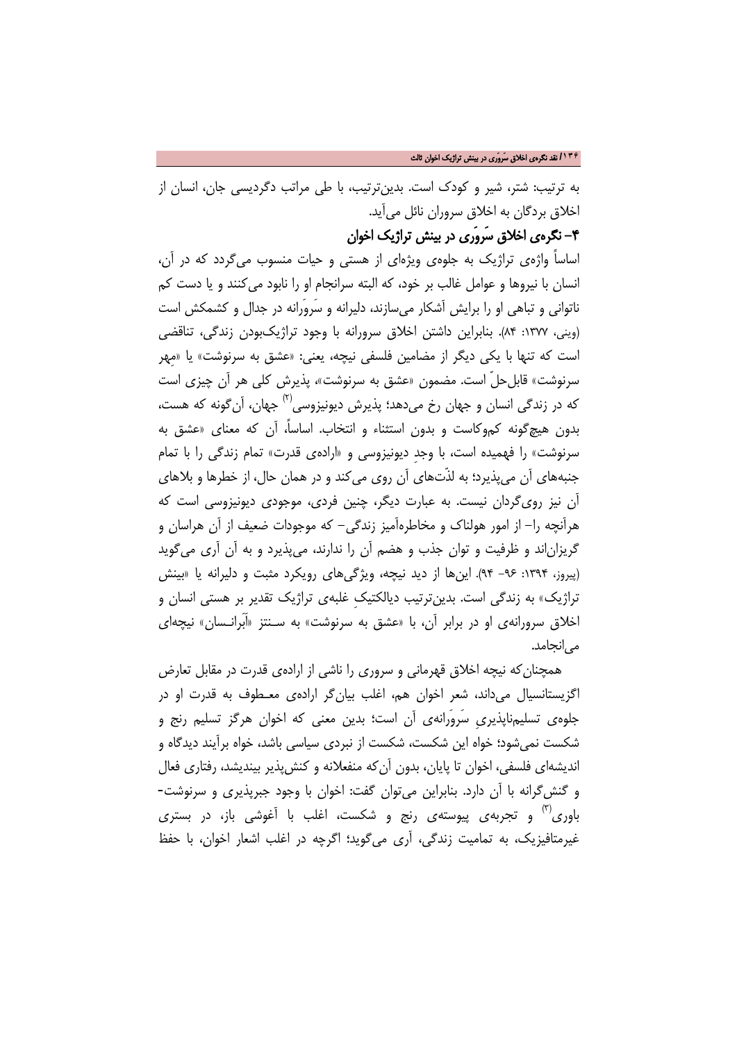به ترتیب: شتر، شیر و کودک است. بدین‌ترتیب، با طی مراتب دگردیسی جان، انسان از اخلاق بردگان به اخلاق سروران نائل می‌آید.

### ۴- نگره‌ی اخلاق سَروَری در بینش تراژیک اخوان

اساساً واژه‌ی تراژیک به جلوه‌ی ویژه‌ای از هستی و حیات منسوب می‌گردد که در آن، انسان با نیروها و عوامل غالب بر خود، که البته سرانجام او را نابود می‌کنند و یا دست کم ناتوانی و تباهی او را برایش آشکار می‌سازند، دلیرانه و سَروَرانه در جدال و کشمکش است (وینی، ۱۳۷۷: ۸۴). بنابراین داشتن اخلاق سرورانه با وجود تراژیک‌بودن زندگی، تناقضی است که تنها با یکی دیگر از مضامین فلسفی نیچه، یعنی: «عشق به سرنوشت» یا «مِهر سرنوشت» قابل‌حلّ است. مضمون «عشق به سرنوشت»، پذیرش کلی هر آن چیزی است که در زندگی انسان و جهان رخ می‌دهد؛ پذیرش دیونیزوسی[۲] جهان، آن‌گونه که هست، بدون هیچ‌گونه کم‌وکاست و بدون استثناء و انتخاب. اساساً، آن که معنای «عشق به سرنوشت» را فهمیده است، با وجدِ دیونیزوسی و «اراده‌ی قدرت» تمام زندگی را با تمام جنبه‌های آن می‌پذیرد؛ به لذّت‌های آن روی می‌کند و در همان حال، از خطرها و بلاهای آن نیز روی‌گردان نیست. به عبارت دیگر، چنین فردی، موجودی دیونیزوسی است که هرآنچه را- از امور هولناک و مخاطره‌آمیز زندگی- که موجودات ضعیف از آن هراسان و گریزان‌اند و ظرفیت و توان جذب و هضم آن را ندارند، می‌پذیرد و به آن آری می‌گوید (پیروز، ۱۳۹۴: ۹۶- ۹۴). این‌ها از دید نیچه، ویژگی‌های رویکرد مثبت و دلیرانه یا «بینش تراژیک» به زندگی است. بدین‌ترتیب دیالکتیکِ غلبه‌ی تقدیر تراژیک بر هستی انسان و اخلاق سرورانه‌ی او در برابر آن، با «عشق به سرنوشت» به سنتز «اَبَرانسان» نیچه‌ای می‌انجامد.

همچنان‌که نیچه اخلاق قهرمانی و سروری را ناشی از اراده‌ی قدرت در مقابل تعارض اگزیستانسیال می‌داند، شعر اخوان هم، اغلب بیان‌گر اراده‌ی معطوف به قدرت او در جلوه‌ی تسلیم‌ناپذیریِ سَروَرانه‌ی آن است؛ بدین معنی که اخوان هرگز تسلیم رنج و شکست نمی‌شود؛ خواه این شکست، شکست از نبردی سیاسی باشد، خواه برآیند دیدگاه و اندیشه‌ای فلسفی، اخوان تا پایان، بدون آن‌که منفعلانه و کنش‌پذیر بیندیشد، رفتاری فعال و کنش‌گرانه با آن دارد. بنابراین می‌توان گفت: اخوان با وجود جبرپذیری و سرنوشت-باوری[۳] و تجربه‌ی پیوسته‌ی رنج و شکست، اغلب با آغوشی باز، در بستری غیرمتافیزیک، به تمامیت زندگی، آری می‌گوید؛ اگرچه در اغلب اشعار اخوان، با حفظ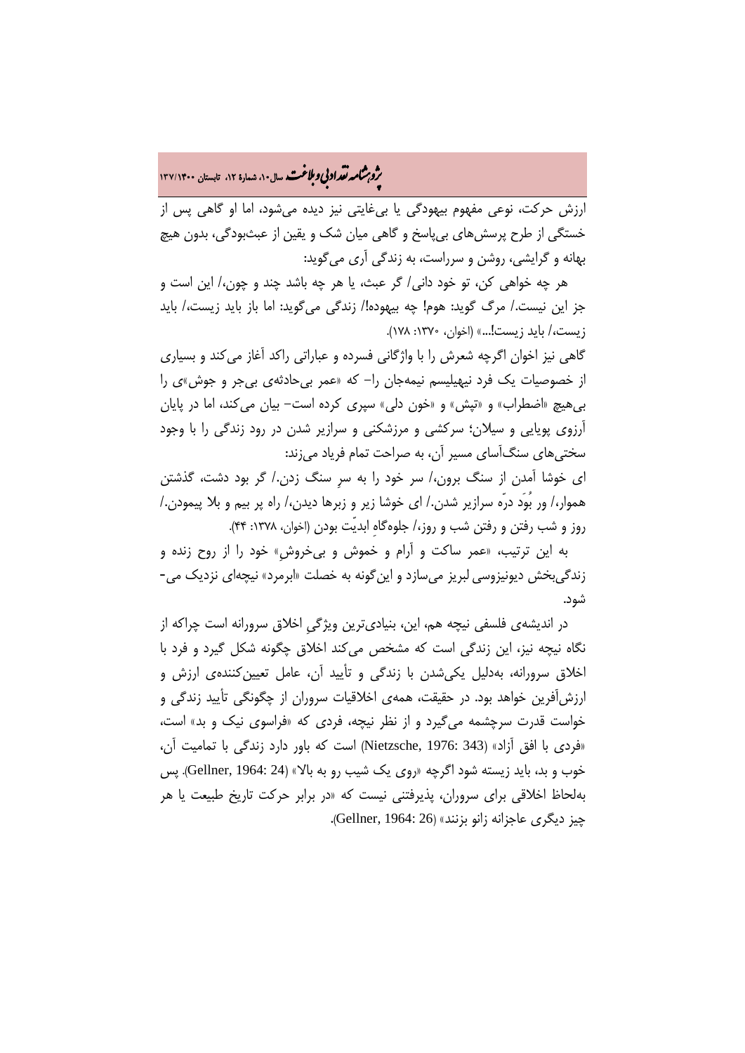ارزش حرکت، نوعی مفهوم بیهودگی یا بی‌غایتی نیز دیده می‌شود، اما او گاهی پس از خستگی از طرح پرسش‌های بی‌پاسخ و گاهی میان شک و یقین از عبث‌بودگی، بدون هیچ بهانه و گرایشی، روشن و سرراست، به زندگی آری می‌گوید:

هر چه خواهی کن، تو خود دانی/ گر عبث، یا هر چه باشد چند و چون،/ این است و جز این نیست./ مرگ گوید: هوم! چه بیهوده!/ زندگی می‌گوید: اما باز باید زیست،/ باید زیست،/ باید زیست!...» (اخوان، ۱۳۷۰: ۱۷۸).

گاهی نیز اخوان اگرچه شعرش را با واژگانی فسرده و عباراتی راکد آغاز می‌کند و بسیاری از خصوصیات یک فرد نیهیلیسم نیمه‌جان را- که «عمر بی‌حادثه‌ی بی‌جر و جوش»ی را بی‌هیچ «اضطراب» و «تپش» و «خون دلی» سپری کرده است- بیان می‌کند، اما در پایان آرزوی پویایی و سیلان؛ سرکشی و مرزشکنی و سرازیر شدن در رود زندگی را با وجود سختی‌های سنگ‌آسای مسیر آن، به صراحت تمام فریاد می‌زند:

ای خوشا آمدن از سنگ برون،/ سر خود را به سرِ سنگ زدن./ گر بود دشت، گذشتن هموار،/ ور بُوَد درّه سرازیر شدن./ ای خوشا زیر و زبرها دیدن،/ راه پر بیم و بلا پیمودن./ روز و شب رفتن و رفتن شب و روز،/ جلوه‌گاهِ ابدیّت بودن (اخوان، ۱۳۷۸: ۴۴).

به این ترتیب، «عمر ساکت و آرام و خموش و بی‌خروش» خود را از روح زنده و زندگی‌بخش دیونیزوسی لبریز می‌سازد و این‌گونه به خصلت «ابرمرد» نیچه‌ای نزدیک می‌شود.

در اندیشه‌ی فلسفی نیچه هم، این، بنیادی‌ترین ویژگیِ اخلاق سرورانه است چراکه از نگاه نیچه نیز، این زندگی است که مشخص می‌کند اخلاق چگونه شکل گیرد و فرد با اخلاق سرورانه، به‌دلیل یکی‌شدن با زندگی و تأیید آن، عامل تعیین‌کننده‌ی ارزش و ارزش‌آفرین خواهد بود. در حقیقت، همه‌ی اخلاقیات سروران از چگونگی تأیید زندگی و خواست قدرت سرچشمه می‌گیرد و از نظر نیچه، فردی که «فراسوی نیک و بد» است، «فردی با افق آزاد» (Nietzsche, 1976: 343) است که باور دارد زندگی با تمامیت آن، خوب و بد، باید زیسته شود اگرچه «روی یک شیب رو به بالا» (Gellner, 1964: 24). پس به‌لحاظ اخلاقی برای سروران، پذیرفتنی نیست که «در برابر حرکت تاریخ طبیعت یا هر چیز دیگری عاجزانه زانو بزنند» (Gellner, 1964: 26).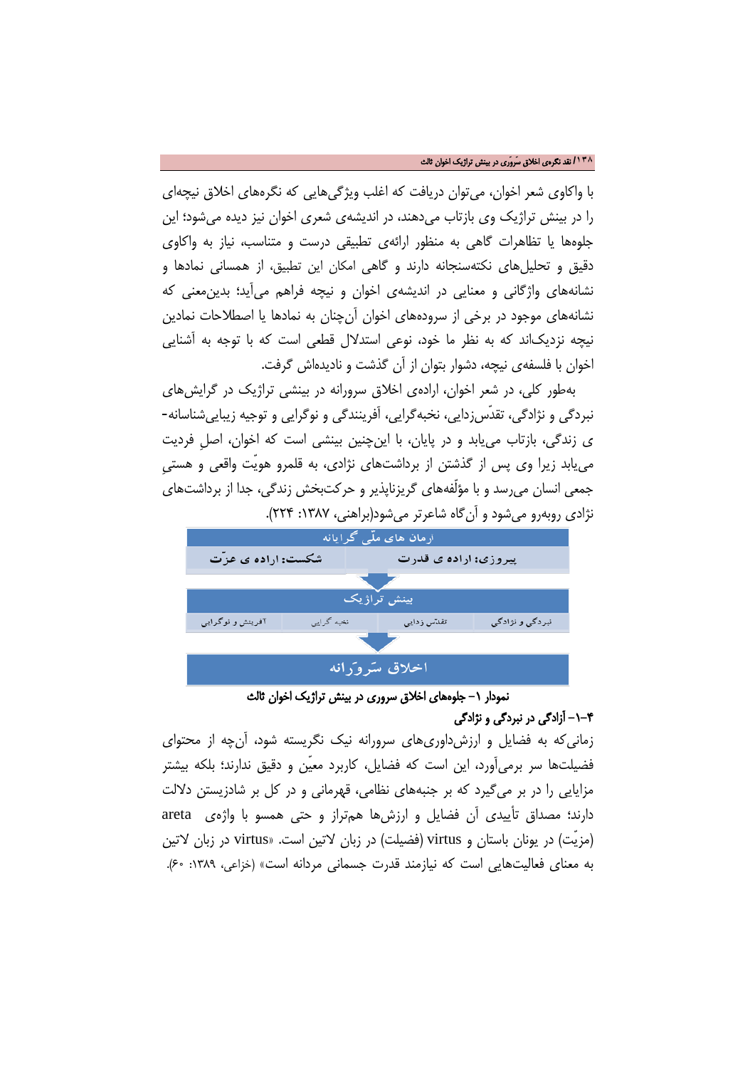با واکاوی شعر اخوان، می‌توان دریافت که اغلب ویژگی‌هایی که نگره‌های اخلاق نیچه‌ای را در بینش تراژیک وی بازتاب می‌دهند، در اندیشه‌ی شعری اخوان نیز دیده می‌شود؛ این جلوه‌ها یا تظاهرات گاهی به منظور ارائه‌ی تطبیقی درست و متناسب، نیاز به واکاوی دقیق و تحلیل‌های نکته‌سنجانه دارند و گاهی امکان این تطبیق، از همسانی نمادها و نشانه‌های واژگانی و معنایی در اندیشه‌ی اخوان و نیچه فراهم می‌آید؛ بدین‌معنی که نشانه‌های موجود در برخی از سروده‌های اخوان آن‌چنان به نمادها یا اصطلاحات نمادین نیچه نزدیک‌اند که به نظر ما خود، نوعی استدلال قطعی است که با توجه به آشنایی اخوان با فلسفه‌ی نیچه، دشوار بتوان از آن گذشت و نادیده‌اش گرفت.

به‌طور کلی، در شعر اخوان، اراده‌ی اخلاق سرورانه در بینشی تراژیک در گرایش‌های نبردگی و نژادگی، تقدّس‌زدایی، نخبه‌گرایی، آفرینندگی و نوگرایی و توجیه زیبایی‌شناسانه-ی زندگی، بازتاب می‌یابد و در پایان، با این‌چنین بینشی است که اخوان، اصلِ فردیت می‌یابد زیرا وی پس از گذشتن از برداشت‌های نژادی، به قلمرو هویّت واقعی و هستیِ جمعی انسان می‌رسد و با مؤلّفه‌های گریزناپذیر و حرکت‌بخش زندگی، جدا از برداشت‌های نژادی روبه‌رو می‌شود و آن‌گاه شاعرتر می‌شود(براهنی، ۱۳۸۷: ۲۲۴).

| آرمان های ملّی گرایانه | | | |
|---|---|---|---|
| پیروزی: اراده ی قدرت | | شکست: اراده ی عزّت | |
| بینش تراژیک | | | |
| نبردگی و نژادگی | تقدّس زدایی | نخبه گرایی | آفرینش و نوگرایی |
| اخلاق سَروَرانه | | | |

**نمودار ۱- جلوه‌های اخلاق سروری در بینش تراژیک اخوان ثالث**

### ۴-۱- آزادگی در نبردگی و نژادگی

زمانی‌که به فضایل و ارزش‌داوری‌های سرورانه نیک نگریسته شود، آن‌چه از محتوای فضیلت‌ها سر برمی‌آورد، این است که فضایل، کاربرد معیّن و دقیق ندارند؛ بلکه بیشتر مزایایی را در بر می‌گیرد که بر جنبه‌های نظامی، قهرمانی و در کل بر شادزیستن دلالت دارند؛ مصداق تأییدی آن فضایل و ارزش‌ها هم‌تراز و حتی همسو با واژه‌ی areta (مزیّت) در یونان باستان و virtus (فضیلت) در زبان لاتین است. «virtus در زبان لاتین به معنای فعالیت‌هایی است که نیازمند قدرت جسمانی مردانه است» (خزاعی، ۱۳۸۹: ۶۰).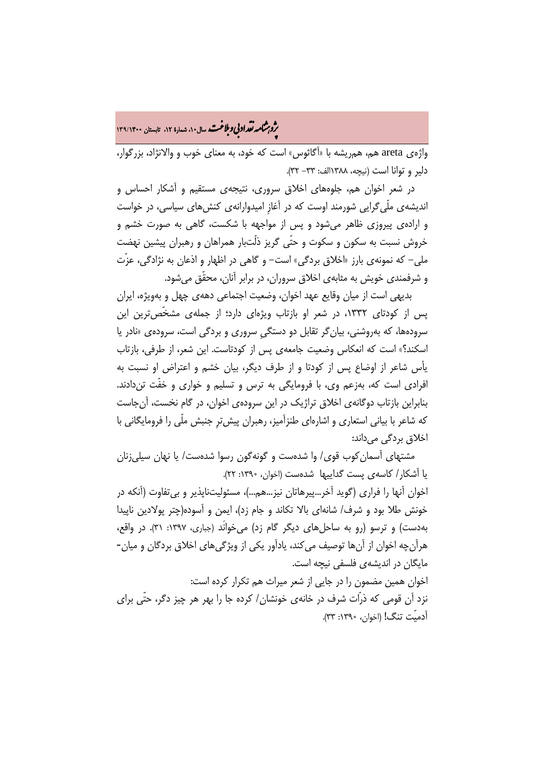واژه‌ی areta هم، هم‌ریشه با «آگاثوس» است که خود، به معنای خوب و والانژاد، بزرگوار، دلیر و توانا است (نیچه، ۱۳۸۸الف: ۳۳- ۳۲).

در شعر اخوان هم، جلوه‌های اخلاق سروری، نتیجه‌ی مستقیم و آشکار احساس و اندیشه‌ی ملّی‌گرایی شورمند اوست که در آغازِ امیدوارانه‌ی کنش‌های سیاسی، در خواست و اراده‌ی پیروزی ظاهر می‌شود و پس از مواجهه با شکست، گاهی به صورت خشم و خروش نسبت به سکون و سکوت و حتّی گریز ذلّت‌بار همراهان و رهبران پیشین نهضت ملی– که نمونه‌ی بارز «اخلاق بردگی» است– و گاهی در اظهار و اذعان به نژادگی، عزّت و شرفمندی خویش به مثابه‌ی اخلاق سروران، در برابر آنان، محقّق می‌شود.

بدیهی است از میان وقایع عهد اخوان، وضعیت اجتماعی دهه‌ی چهل و به‌ویژه، ایران پس از کودتای ۱۳۳۲، در شعر او بازتاب ویژه‌ای دارد؛ از جمله‌ی مشخّص‌ترین این سروده‌ها، که به‌روشنی، بیان‌گر تقابل دو دستگیِ سروری و بردگی است، سروده‌ی «نادر یا اسکند؟» است که انعکاس وضعیت جامعه‌ی پس از کودتاست. این شعر، از طرفی، بازتاب یأس شاعر از اوضاع پس از کودتا و از طرف دیگر، بیان خشم و اعتراض او نسبت به افرادی است که، به‌زعم وی، با فرومایگی به ترس و تسلیم و خواری و خفّت تن‌دادند. بنابراین بازتاب دوگانه‌ی اخلاق تراژیک در این سروده‌ی اخوان، در گام نخست، آن‌جاست که شاعر با بیانی استعاری و اشاره‌ای طنزآمیز، رهبران پیش‌ترِ جنبش ملّی را فرومایگانی با اخلاق بردگی می‌داند:

مشتهای آسمان‌کوب قوی/ وا شده‌ست و گونه‌گون رسوا شده‌ست/ یا نهان سیلی‌زنان یا آشکار/ کاسه‌ی پست گداییها شده‌ست (اخوان، ۱۳۹۰: ۲۲).

اخوان آنها را فراری (گوید آخر...پیرهاتان نیز...هم...)، مسئولیت‌ناپذیر و بی‌تفاوت (آنکه در خونش طلا بود و شرف/ شانه‌ای بالا تکاند و جام زد)، ایمن و آسوده(چتر پولادین ناپیدا به‌دست) و ترسو (رو به ساحل‌های دیگر گام زد) می‌خوانَد (جباری، ۱۳۹۷: ۳۱). در واقع، هرآن‌چه اخوان از آن‌ها توصیف می‌کند، یادآور یکی از ویژگی‌های اخلاق بردگان و میان‌مایگان در اندیشه‌ی فلسفی نیچه است.

اخوان همین مضمون را در جایی از شعر میراث هم تکرار کرده است:

نزد آن قومی که ذرّات شرف در خانه‌ی خونشان/ کرده جا را بهر هر چیز دگر، حتّی برای آدمیّت تنگ! (اخوان، ۱۳۹۰: ۳۳).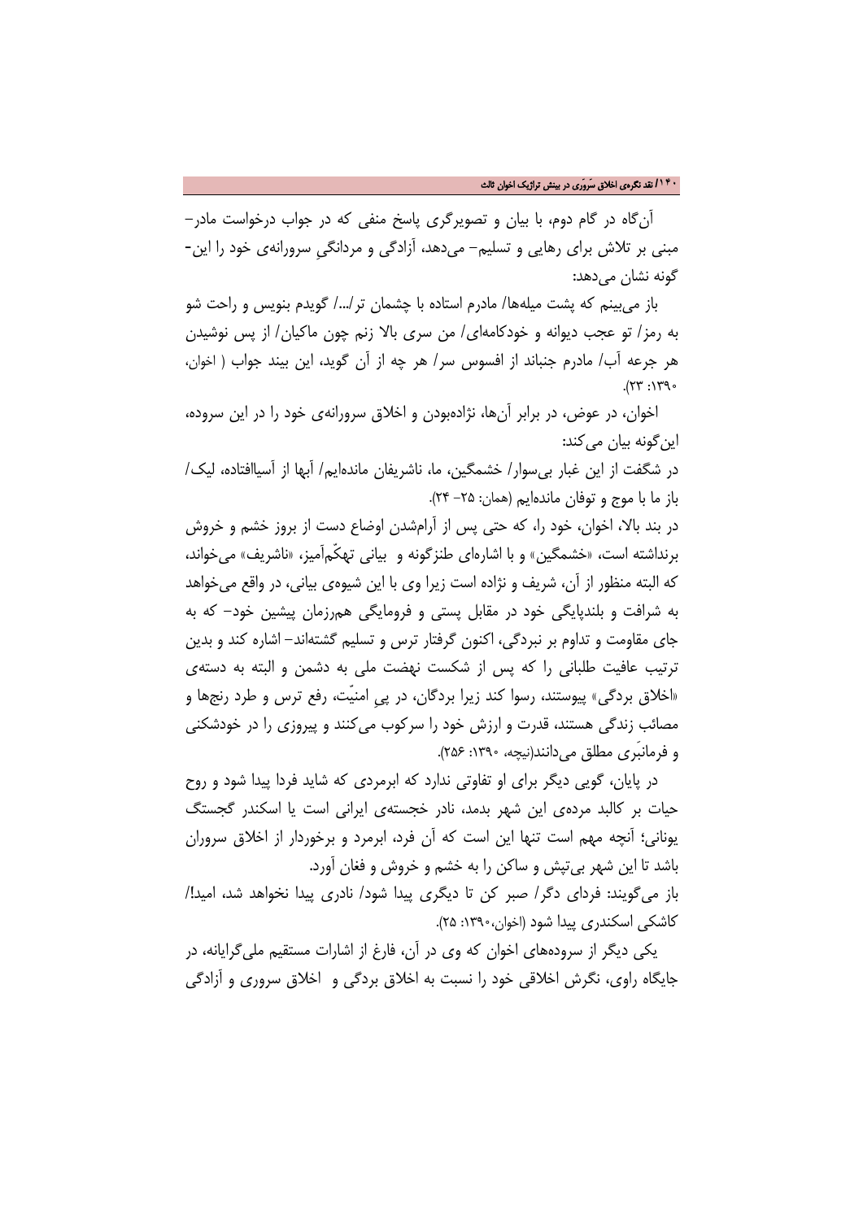آن‌گاه در گام دوم، با بیان و تصویرگری پاسخ منفی که در جواب درخواست مادر- مبنی بر تلاش برای رهایی و تسلیم- می‌دهد، آزادگی و مردانگیِ سرورانه‌ی خود را این‌گونه نشان می‌دهد:

باز می‌بینم که پشت میله‌ها/ مادرم استاده با چشمان تر/.../ گویدم بنویس و راحت شو به رمز/ تو عجب دیوانه و خودکامه‌ای/ من سری بالا زنم چون ماکیان/ از پس نوشیدن هر جرعه آب/ مادرم جنباند از افسوس سر/ هر چه از آن گوید، این بیند جواب ( اخوان، ۱۳۹۰: ۲۳).

اخوان، در عوض، در برابر آن‌ها، نژاده‌بودن و اخلاق سرورانه‌ی خود را در این سروده، این‌گونه بیان می‌کند:

در شگفت از این غبار بی‌سوار/ خشمگین، ما، ناشریفان مانده‌ایم/ آبها از آسیاافتاده، لیک/ باز ما با موج و توفان مانده‌ایم (همان: ۲۵- ۲۴).

در بند بالا، اخوان، خود را، که حتی پس از آرام‌شدن اوضاع دست از بروز خشم و خروش برنداشته است، «خشمگین» و با اشاره‌ای طنزگونه و بیانی تهکّم‌آمیز، «ناشریف» می‌خواند، که البته منظور از آن، شریف و نژاده است زیرا وی با این شیوه‌ی بیانی، در واقع می‌خواهد به شرافت و بلندپایگی خود در مقابل پستی و فرومایگی هم‌رزمان پیشین خود- که به جای مقاومت و تداوم بر نبردگی، اکنون گرفتار ترس و تسلیم گشته‌اند- اشاره کند و بدین ترتیب عافیت طلبانی را که پس از شکست نهضت ملی به دشمن و البته به دسته‌ی «اخلاق بردگی» پیوستند، رسوا کند زیرا بردگان، در پیِ امنیّت، رفع ترس و طرد رنجها و مصائب زندگی هستند، قدرت و ارزش خود را سرکوب می‌کنند و پیروزی را در خودشکنی و فرمانبَری مطلق می‌دانند(نیچه، ۱۳۹۰: ۲۵۶).

در پایان، گویی دیگر برای او تفاوتی ندارد که ابرمردی که شاید فردا پیدا شود و روح حیات بر کالبد مرده‌ی این شهر بدمد، نادر خجسته‌ی ایرانی است یا اسکندر گجستگ یونانی؛ آنچه مهم است تنها این است که آن فرد، ابرمرد و برخوردار از اخلاق سروران باشد تا این شهر بی‌تپش و ساکن را به خشم و خروش و فغان آورد.

باز می‌گویند: فردای دگر/ صبر کن تا دیگری پیدا شود/ نادری پیدا نخواهد شد، امید!/ کاشکی اسکندری پیدا شود (اخوان،۱۳۹۰: ۲۵).

یکی دیگر از سروده‌های اخوان که وی در آن، فارغ از اشارات مستقیم ملی‌گرایانه، در جایگاه راوی، نگرش اخلاقی خود را نسبت به اخلاق بردگی و اخلاق سروری و آزادگی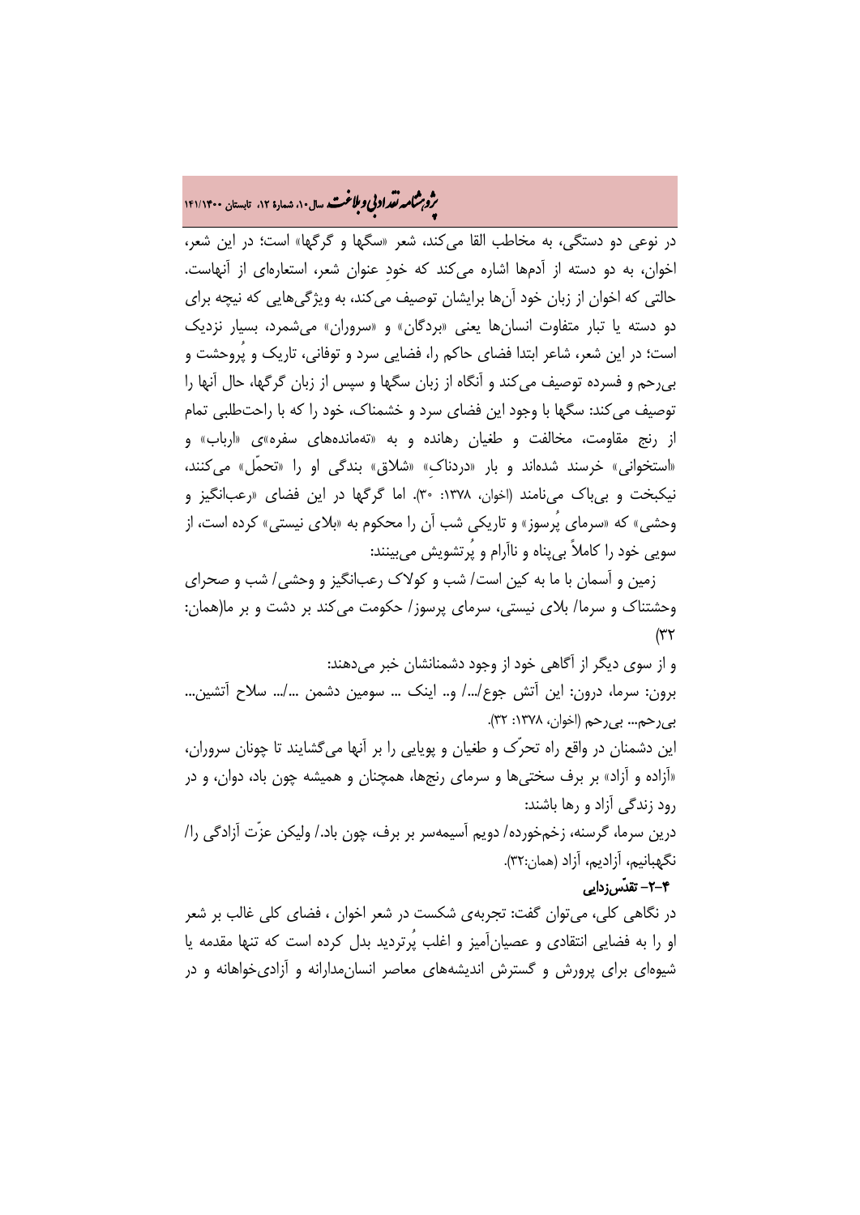در نوعی دو دستگی، به مخاطب القا می‌کند، شعر «سگها و گرگها» است؛ در این شعر، اخوان، به دو دسته از آدمها اشاره می‌کند که خودِ عنوان شعر، استعاره‌ای از آنهاست. حالتی که اخوان از زبان خود آن‌ها برایشان توصیف می‌کند، به ویژگی‌هایی که نیچه برای دو دسته یا تبار متفاوت انسان‌ها یعنی «بردگان» و «سروران» می‌شمرد، بسیار نزدیک است؛ در این شعر، شاعر ابتدا فضای حاکم را، فضایی سرد و توفانی، تاریک و پُروحشت و بی‌رحم و فسرده توصیف می‌کند و آنگاه از زبان سگها و سپس از زبان گرگها، حال آنها را توصیف می‌کند: سگها با وجود این فضای سرد و خشمناک، خود را که با راحت‌طلبی تمام از رنج مقاومت، مخالفت و طغیان رهانده و به «ته‌مانده‌های سفره»ی «ارباب» و «استخوانی» خرسند شده‌اند و بار «دردناکِ» «شلاق» بندگی او را «تحمّل» می‌کنند، نیکبخت و بی‌باک می‌نامند (اخوان، ۱۳۷۸: ۳۰). اما گرگها در این فضای «رعب‌انگیز و وحشی» که «سرمای پُرسوز» و تاریکی شب آن را محکوم به «بلای نیستی» کرده است، از سویی خود را کاملاً بی‌پناه و ناآرام و پُرتشویش می‌بینند:

زمین و آسمان با ما به کین است/ شب و کولاک رعب‌انگیز و وحشی/ شب و صحرای وحشتناک و سرما/ بلای نیستی، سرمای پرسوز/ حکومت می‌کند بر دشت و بر ما(همان: ۳۲)

و از سوی دیگر از آگاهی خود از وجود دشمنانشان خبر می‌دهند:

برون: سرما، درون: این آتش جوع/.../ و.. اینک ... سومین دشمن .../... سلاح آتشین... بی‌رحم... بی‌رحم (اخوان، ۱۳۷۸: ۳۲).

این دشمنان در واقع راه تحرّک و طغیان و پویایی را بر آنها می‌گشایند تا چونان سروران، «آزاده و آزاد» بر برف سختی‌ها و سرمای رنج‌ها، همچنان و همیشه چون باد، دوان، و در رود زندگی آزاد و رها باشند:

درین سرما، گرسنه، زخم‌خورده/ دویم آسیمه‌سر بر برف، چون باد./ ولیکن عزّت آزادگی را/ نگهبانیم، آزادیم، آزاد (همان:۳۲).

### ۴-۲- تقدّس‌زدایی

در نگاهی کلی، می‌توان گفت: تجربه‌ی شکست در شعر اخوان ، فضای کلی غالب بر شعر او را به فضایی انتقادی و عصیان‌آمیز و اغلب پُرتردید بدل کرده است که تنها مقدمه یا شیوه‌ای برای پرورش و گسترش اندیشه‌های معاصر انسان‌مدارانه و آزادی‌خواهانه و در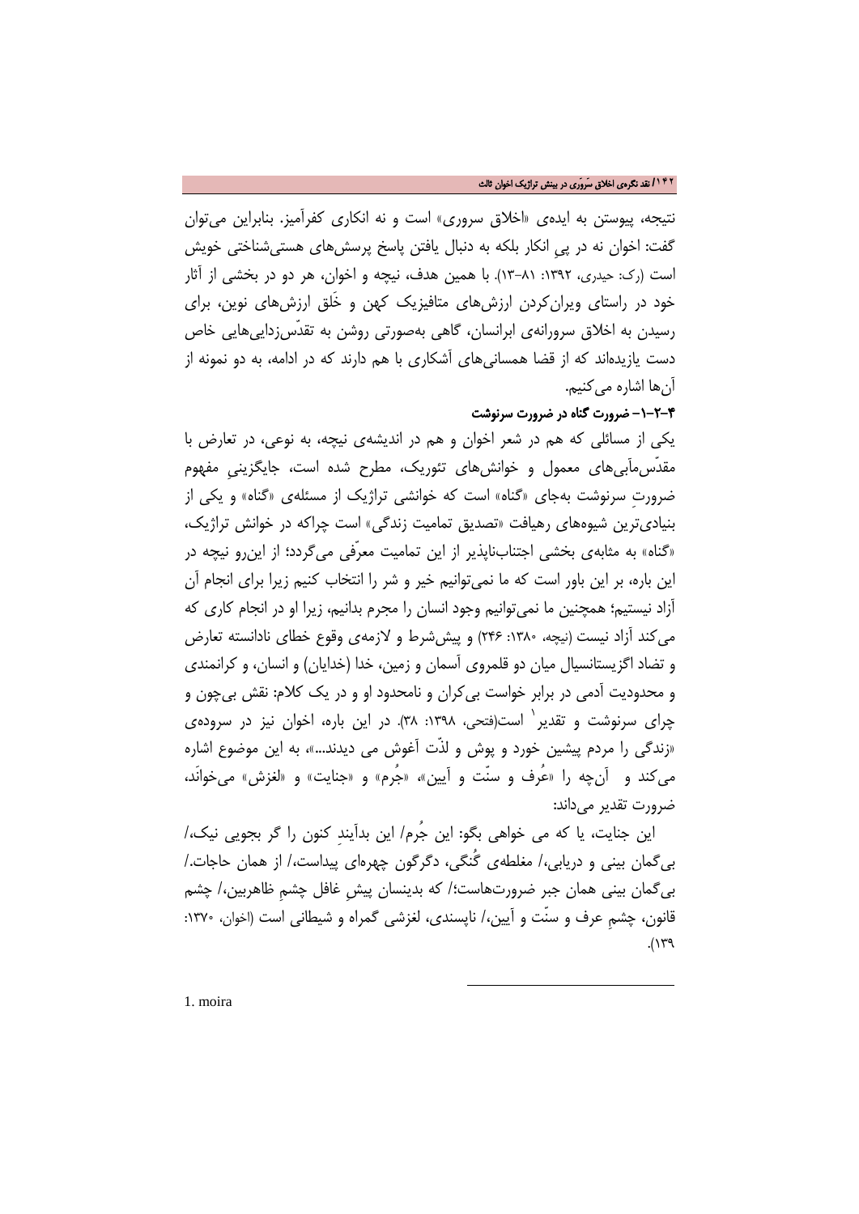نتیجه، پیوستن به ایده‌ی «اخلاق سروری» است و نه انکاری کفرآمیز. بنابراین می‌توان گفت: اخوان نه در پیِ انکار بلکه به دنبال یافتن پاسخ پرسش‌های هستی‌شناختی خویش است (رک: حیدری، ۱۳۹۲: ۸۱-۱۳). با همین هدف، نیچه و اخوان، هر دو در بخشی از آثار خود در راستای ویران‌کردن ارزش‌های متافیزیک کهن و خَلق ارزش‌های نوین، برای رسیدن به اخلاق سرورانه‌ی ابرانسان، گاهی به‌صورتی روشن به تقدّس‌زدایی‌هایی خاص دست یازیده‌اند که از قضا همسانی‌های آشکاری با هم دارند که در ادامه، به دو نمونه از آن‌ها اشاره می‌کنیم.

#### ۴-۲-۱- ضرورت گناه در ضرورت سرنوشت

یکی از مسائلی که هم در شعر اخوان و هم در اندیشه‌ی نیچه، به نوعی، در تعارض با مقدّس‌مآبی‌های معمول و خوانش‌های تئوریک، مطرح شده است، جایگزینیِ مفهوم ضرورتِ سرنوشت به‌جای «گناه» است که خوانشی تراژیک از مسئله‌ی «گناه» و یکی از بنیادی‌ترین شیوه‌های رهیافت «تصدیق تمامیت زندگی» است چراکه در خوانش تراژیک، «گناه» به مثابه‌ی بخشی اجتناب‌ناپذیر از این تمامیت معرّفی می‌گردد؛ از این‌رو نیچه در این باره، بر این باور است که ما نمی‌توانیم خیر و شر را انتخاب کنیم زیرا برای انجام آن آزاد نیستیم؛ همچنین ما نمی‌توانیم وجود انسان را مجرم بدانیم، زیرا او در انجام کاری که می‌کند آزاد نیست (نیچه، ۱۳۸۰: ۲۴۶) و پیش‌شرط و لازمه‌ی وقوع خطای نادانسته تعارض و تضاد اگزیستانسیال میان دو قلمروی آسمان و زمین، خدا (خدایان) و انسان، و کرانمندی و محدودیت آدمی در برابر خواست بی‌کران و نامحدود او و در یک کلام: نقش بی‌چون و چرای سرنوشت و تقدیر[1] است(فتحی، ۱۳۹۸: ۳۸). در این باره، اخوان نیز در سروده‌ی «زندگی را مردم پیشین خورد و پوش و لذّت آغوش می دیدند...»، به این موضوع اشاره می‌کند و آن‌چه را «عُرف و سنّت و آیین»، «جُرم» و «جنایت» و «لغزش» می‌خوانَد، ضرورت تقدیر می‌داند:

این جنایت، یا که می خواهی بگو: این جُرم/ این بدآیندِ کنون را گر بجویی نیک،/ بی‌گمان بینی و دریابی،/ مغلطه‌ی گُنگی، دگرگون چهره‌ای پیداست،/ از همان حاجات./ بی‌گمان بینی همان جبر ضرورت‌هاست؛/ که بدینسان پیشِ غافل چشمِ ظاهربین،/ چشم قانون، چشمِ عرف و سنّت و آیین،/ ناپسندی، لغزشی گمراه و شیطانی است (اخوان، ۱۳۷۰: ۱۳۹).

---

1. moira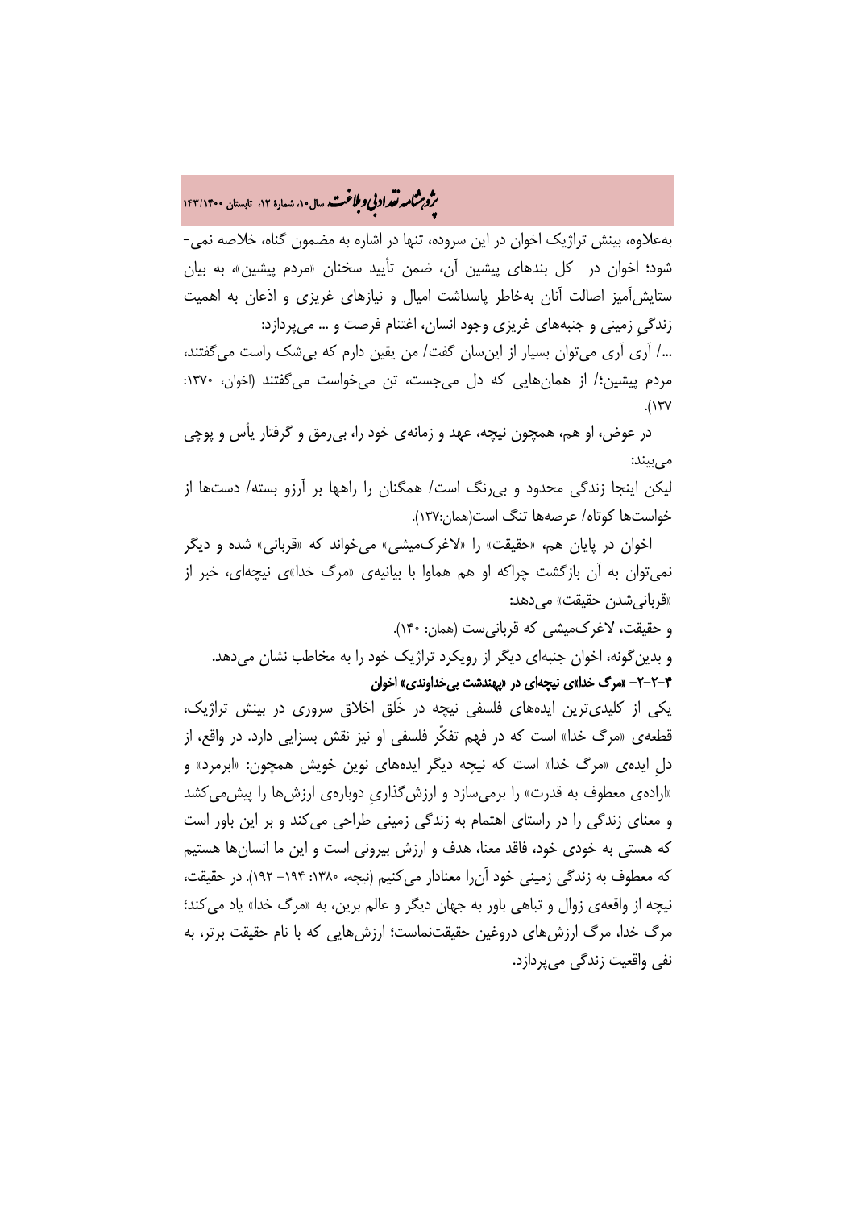به‌علاوه، بینش تراژیک اخوان در این سروده، تنها در اشاره به مضمون گناه، خلاصه نمی‌شود؛ اخوان در کل بندهای پیشین آن، ضمن تأیید سخنان «مردم پیشین»، به بیان ستایش‌آمیز اصالت آنان به‌خاطر پاسداشت امیال و نیازهای غریزی و اذعان به اهمیت زندگیِ زمینی و جنبه‌های غریزی وجود انسان، اغتنام فرصت و ... می‌پردازد:

.../ آری آری می‌توان بسیار از این‌سان گفت/ من یقین دارم که بی‌شک راست می‌گفتند، مردم پیشین؛/ از همان‌هایی که دل می‌جست، تن می‌خواست می‌گفتند (اخوان، ۱۳۷۰: ۱۳۷).

در عوض، او هم، همچون نیچه، عهد و زمانه‌ی خود را، بی‌رمق و گرفتار یأس و پوچی می‌بیند:

لیکن اینجا زندگی محدود و بی‌رنگ است/ همگنان را راهها بر آرزو بسته/ دست‌ها از خواست‌ها کوتاه/ عرصه‌ها تنگ است(همان:۱۳۷).

اخوان در پایان هم، «حقیقت» را «لاغرک‌میشی» می‌خواند که «قربانی» شده و دیگر نمی‌توان به آن بازگشت چراکه او هم هماوا با بیانیه‌ی «مرگ خدا»ی نیچه‌ای، خبر از «قربانی‌شدن حقیقت» می‌دهد:

و حقیقت، لاغرک‌میشی که قربانی‌ست (همان: ۱۴۰).

و بدین‌گونه، اخوان جنبه‌ای دیگر از رویکرد تراژیک خود را به مخاطب نشان می‌دهد.

#### ۴-۲-۳- «مرگ خدا»ی نیچه‌ای در «بهندشت بی‌خداوندی» اخوان

یکی از کلیدی‌ترین ایده‌های فلسفی نیچه در خَلق اخلاق سروری در بینش تراژیک، قطعه‌ی «مرگ خدا» است که در فهم تفکّر فلسفی او نیز نقش بسزایی دارد. در واقع، از دلِ ایده‌ی «مرگ خدا» است که نیچه دیگر ایده‌های نوین خویش همچون: «ابرمرد» و «اراده‌ی معطوف به قدرت» را برمی‌سازد و ارزش‌گذاریِ دوباره‌ی ارزش‌ها را پیش‌می‌کشد و معنای زندگی را در راستای اهتمام به زندگی زمینی طراحی می‌کند و بر این باور است که هستی به خودی خود، فاقد معنا، هدف و ارزش بیرونی است و این ما انسان‌ها هستیم که معطوف به زندگی زمینی خود آن‌را معنادار می‌کنیم (نیچه، ۱۳۸۰: ۱۹۴- ۱۹۲). در حقیقت، نیچه از واقعه‌ی زوال و تباهی باور به جهان دیگر و عالم برین، به «مرگ خدا» یاد می‌کند؛ مرگ خدا، مرگ ارزش‌های دروغین حقیقت‌نماست؛ ارزش‌هایی که با نام حقیقت برتر، به نفی واقعیت زندگی می‌پردازد.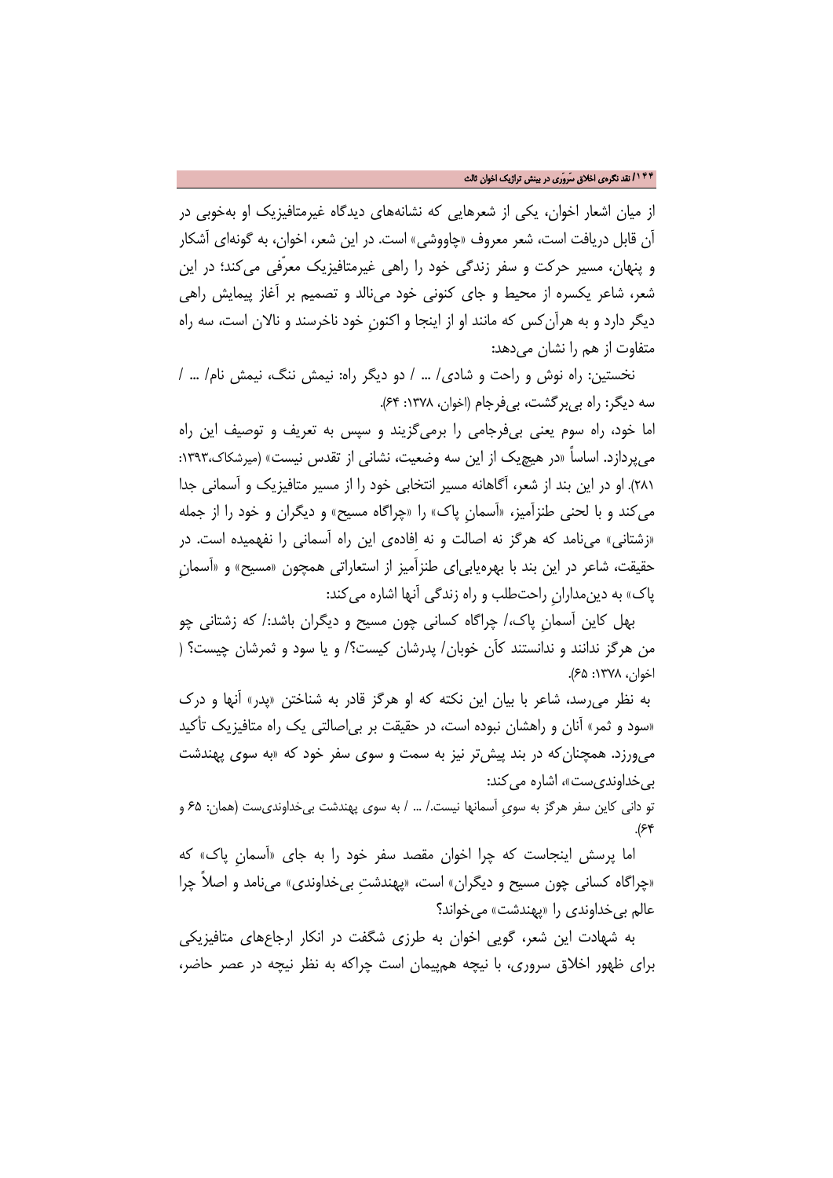از میان اشعار اخوان، یکی از شعرهایی که نشانه‌های دیدگاه غیرمتافیزیک او به‌خوبی در آن قابل دریافت است، شعر معروف «چاووشی» است. در این شعر، اخوان، به گونه‌ای آشکار و پنهان، مسیر حرکت و سفر زندگی خود را راهی غیرمتافیزیک معرّفی می‌کند؛ در این شعر، شاعر یکسره از محیط و جای کنونی خود می‌نالد و تصمیم بر آغاز پیمایش راهی دیگر دارد و به هرآن‌کس که مانند او از اینجا و اکنونِ خود ناخرسند و نالان است، سه راه متفاوت از هم را نشان می‌دهد:

نخستین: راه نوش و راحت و شادی/ ... / دو دیگر راه: نیمش ننگ، نیمش نام/ ... / سه دیگر: راه بی‌برگشت، بی‌فرجام (اخوان، ۱۳۷۸: ۶۴).

اما خود، راه سوم یعنی بی‌فرجامی را برمی‌گزیند و سپس به تعریف و توصیف این راه می‌پردازد. اساساً «در هیچ‌یک از این سه وضعیت، نشانی از تقدس نیست» (میرشکاک،۱۳۹۳: ۲۸۱). او در این بند از شعر، آگاهانه مسیر انتخابی خود را از مسیر متافیزیک و آسمانی جدا می‌کند و با لحنی طنزآمیز، «آسمانِ پاک» را «چراگاه مسیح» و دیگران و خود را از جمله «زشتانی» می‌نامد که هرگز نه اصالت و نه اِفاده‌ی این راه آسمانی را نفهمیده است. در حقیقت، شاعر در این بند با بهره‌یابی‌ای طنزآمیز از استعاراتی همچون «مسیح» و «آسمانِ پاک» به دین‌مدارانِ راحت‌طلب و راه زندگی آنها اشاره می‌کند:

بهل کاین آسمانِ پاک،/ چراگاه کسانی چون مسیح و دیگران باشد:/ که زشتانی چو من هرگز ندانند و ندانستند کآن خوبان/ پدرشان کیست؟/ و یا سود و ثمرشان چیست؟ (اخوان، ۱۳۷۸: ۶۵).

به نظر می‌رسد، شاعر با بیان این نکته که او هرگز قادر به شناختن «پدر» آنها و درک «سود و ثمر» آنان و راهشان نبوده است، در حقیقت بر بی‌اصالتی یک راه متافیزیک تأکید می‌ورزد. همچنان‌که در بند پیش‌تر نیز به سمت و سوی سفر خود که «به سوی پهندشت بی‌خداوندی‌ست»، اشاره می‌کند:

تو دانی کاین سفر هرگز به سویِ آسمانها نیست./ ... / به سوی پهندشت بی‌خداوندی‌ست (همان: ۶۵ و ۶۴).

اما پرسش اینجاست که چرا اخوان مقصد سفر خود را به جای «آسمانِ پاک» که «چراگاه کسانی چون مسیح و دیگران» است، «پهندشتِ بی‌خداوندی» می‌نامد و اصلاً چرا عالم بی‌خداوندی را «پهندشت» می‌خواند؟

به شهادت این شعر، گویی اخوان به طرزی شگفت در انکار ارجاع‌های متافیزیکی برای ظهور اخلاق سروری، با نیچه هم‌پیمان است چراکه به نظر نیچه در عصر حاضر،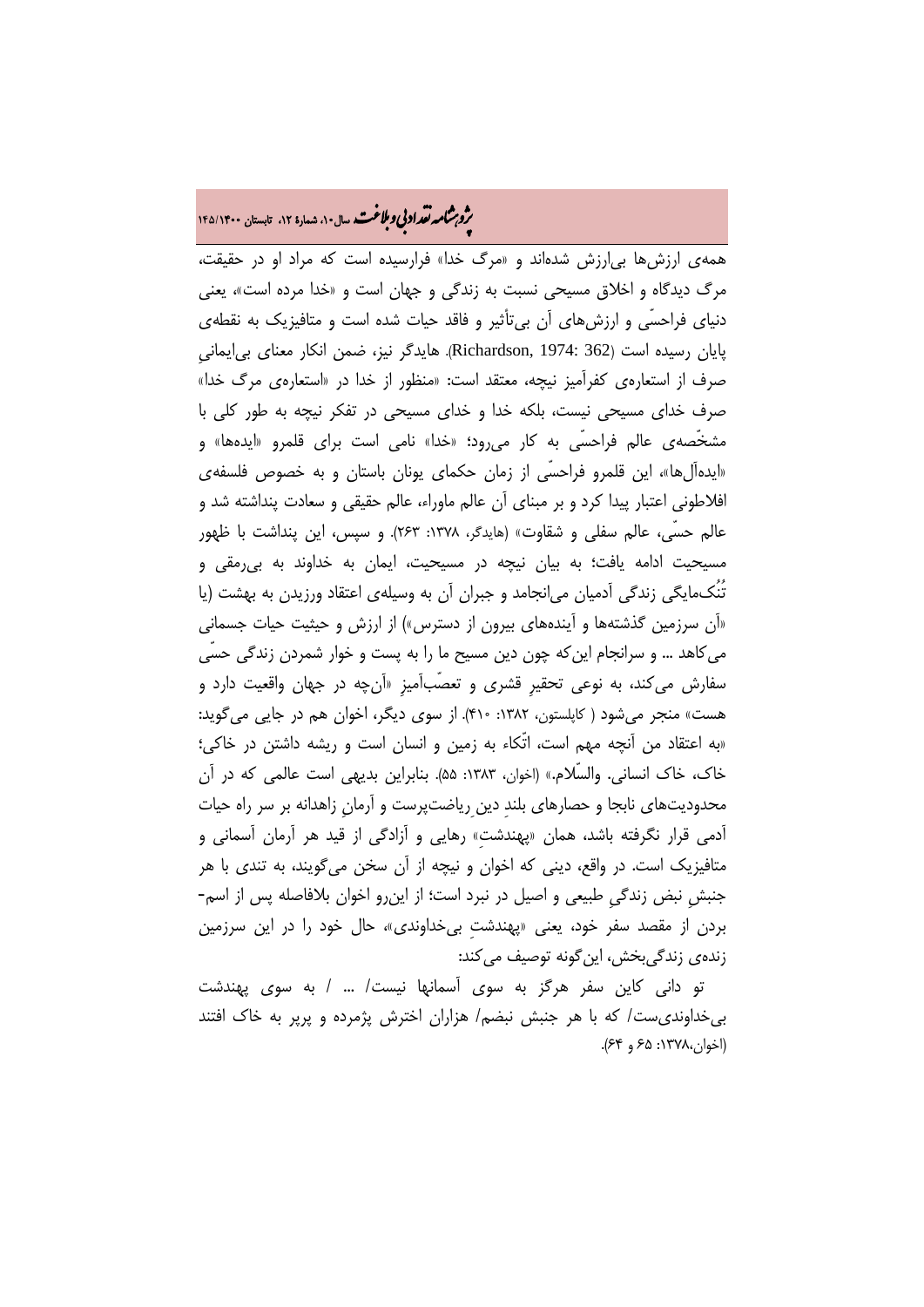همه‌ی ارزش‌ها بی‌ارزش شده‌اند و «مرگ خدا» فرارسیده است که مراد او در حقیقت، مرگ دیدگاه و اخلاق مسیحی نسبت به زندگی و جهان است و «خدا مرده است»، یعنی دنیای فراحسّی و ارزش‌های آن بی‌تأثیر و فاقد حیات شده است و متافیزیک به نقطه‌ی پایان رسیده است (Richardson, 1974: 362). هایدگر نیز، ضمن انکار معنای بی‌ایمانیِ صرف از استعاره‌ی کفرآمیز نیچه، معتقد است: «منظور از خدا در «استعاره‌ی مرگ خدا» صرف خدای مسیحی نیست، بلکه خدا و خدای مسیحی در تفکر نیچه به طور کلی با مشخّصه‌ی عالم فراحسّی به کار می‌رود؛ «خدا» نامی است برای قلمرو «ایده‌ها» و «ایده‌آل‌ها»، این قلمرو فراحسّی از زمان حکمای یونان باستان و به خصوص فلسفه‌ی افلاطونی اعتبار پیدا کرد و بر مبنای آن عالم ماوراء، عالم حقیقی و سعادت پنداشته شد و عالم حسّی، عالم سفلی و شقاوت» (هایدگر، ۱۳۷۸: ۲۶۳). و سپس، این پنداشت با ظهور مسیحیت ادامه یافت؛ به بیان نیچه در مسیحیت، ایمان به خداوند به بی‌رمقی و تُنُک‌مایگی زندگی آدمیان می‌انجامد و جبران آن به وسیله‌ی اعتقاد ورزیدن به بهشت (یا «آن سرزمین گذشته‌ها و آینده‌های بیرون از دسترس») از ارزش و حیثیت حیات جسمانی می‌کاهد ... و سرانجام این‌که چون دین مسیح ما را به پست و خوار شمردن زندگی حسّی سفارش می‌کند، به نوعی تحقیرِ قشری و تعصّب‌آمیزِ «آن‌چه در جهان واقعیت دارد و هست» منجر می‌شود ( کاپلستون، ۱۳۸۲: ۴۱۰). از سوی دیگر، اخوان هم در جایی می‌گوید: «به اعتقاد من آنچه مهم است، اتّکاء به زمین و انسان است و ریشه داشتن در خاکی؛ خاک، خاک انسانی. والسّلام.» (اخوان، ۱۳۸۳: ۵۵). بنابراین بدیهی است عالمی که در آن محدودیت‌های نابجا و حصارهای بلندِ دینِ ریاضت‌پرست و آرمانِ زاهدانه بر سر راه حیات آدمی قرار نگرفته باشد، همان «پهندشتِ» رهایی و آزادگی از قید هر آرمان آسمانی و متافیزیک است. در واقع، دینی که اخوان و نیچه از آن سخن می‌گویند، به تندی با هر جنبشِ نبض زندگیِ طبیعی و اصیل در نبرد است؛ از این‌رو اخوان بلافاصله پس از اسم-بردن از مقصد سفر خود، یعنی «پهندشتِ بی‌خداوندی»، حال خود را در این سرزمین زنده‌ی زندگی‌بخش، این‌گونه توصیف می‌کند:

تو دانی کاین سفر هرگز به سوی آسمانها نیست/ ... / به سوی پهندشت بی‌خداوندی‌ست/ که با هر جنبش نبضم/ هزاران اخترش پژمرده و پرپر به خاک افتند (اخوان،۱۳۷۸: ۶۵ و ۶۴).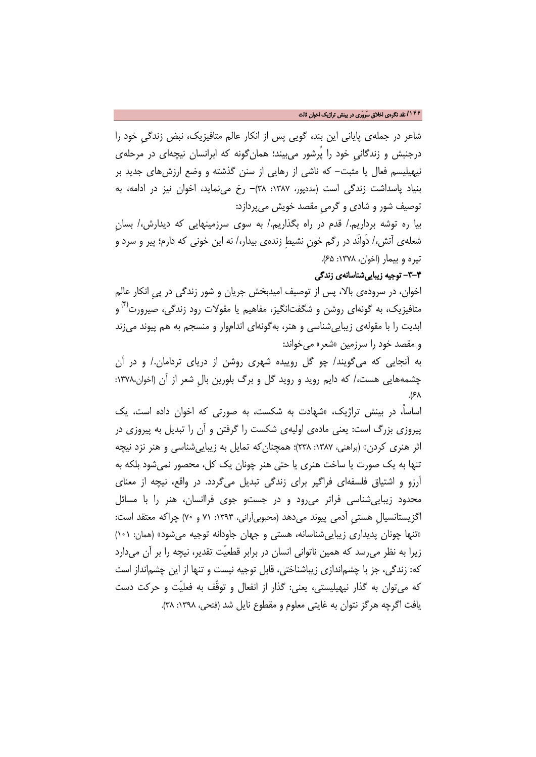شاعر در جمله‌ی پایانی این بند، گویی پس از انکار عالم متافیزیک، نبض زندگیِ خود را درجنبش و زندگانیِ خود را پُرشور می‌بیند؛ همان‌گونه که ابرانسان نیچه‌ای در مرحله‌ی نیهیلیسم فعال یا مثبت- که ناشی از رهایی از سنن گذشته و وضع ارزش‌های جدید بر بنیاد پاسداشت زندگی است (مددپور، ۱۳۸۷: ۳۸)- رخ می‌نماید، اخوان نیز در ادامه، به توصیف شور و شادی و گرمیِ مقصد خویش می‌پردازد:

بیا ره توشه برداریم./ قدم در راه بگذاریم./ به سوی سرزمینهایی که دیدارش،/ بسانِ شعله‌ی آتش،/ دَوانَد در رگم خونِ نشیطِ زنده‌ی بیدار،/ نه این خونی که دارم؛ پیر و سرد و تیره و بیمار (اخوان، ۱۳۷۸: ۶۵).

**۴-۳- توجیه زیبایی‌شناسانه‌ی زندگی**

اخوان، در سروده‌ی بالا، پس از توصیف امیدبخش جریان و شور زندگی در پیِ انکار عالم متافیزیک، به گونه‌ای روشن و شگفت‌انگیز، مفاهیم یا مقولات رود زندگی، صیرورت[۴] و ابدیت را با مقوله‌ی زیبایی‌شناسی و هنر، به‌گونه‌ای اندام‌وار و منسجم به هم پیوند می‌زند و مقصد خود را سرزمین «شعر» می‌خواند:

به آنجایی که می‌گویند/ چو گل روییده شهری روشن از دریای تردامان./ و در آن چشمه‌هایی هست،/ که دایم روید و روید گل و برگ بلورین بالِ شعر از آن (اخوان،۱۳۷۸: ۶۸).

اساساً، در بینش تراژیک، «شهادت به شکست، به صورتی که اخوان داده است، یک پیروزی بزرگ است: یعنی ماده‌ی اولیه‌ی شکست را گرفتن و آن را تبدیل به پیروزی در اثر هنری کردن» (براهنی، ۱۳۸۷: ۲۳۸)؛ همچنان‌که تمایل به زیبایی‌شناسی و هنر نزد نیچه تنها به یک صورت یا ساخت هنری یا حتی هنر چونان یک کل، محصور نمی‌شود بلکه به آرزو و اشتیاق فلسفه‌ای فراگیر برای زندگی تبدیل می‌گردد. در واقع، نیچه از معنای محدود زیبایی‌شناسی فراتر می‌رود و در جستو جوی فراانسان، هنر را با مسائل اگزیستانسیالِ هستیِ آدمی پیوند می‌دهد (محبوبی‌آرانی، ۱۳۹۳: ۷۱ و ۷۰) چراکه معتقد است: «تنها چونان پدیداری زیبایی‌شناسانه، هستی و جهان جاودانه توجیه می‌شود» (همان: ۱۰۱) زیرا به نظر می‌رسد که همین ناتوانی انسان در برابر قطعیّت تقدیر، نیچه را بر آن می‌دارد که: زندگی، جز با چشم‌اندازی زیباشناختی، قابل توجیه نیست و تنها از این چشم‌انداز است که می‌توان به گذار نیهیلیستی، یعنی: گذار از انفعال و توقّف به فعلیّت و حرکت دست یافت اگرچه هرگز نتوان به غایتی معلوم و مقطوع نایل شد (فتحی، ۱۳۹۸: ۳۸).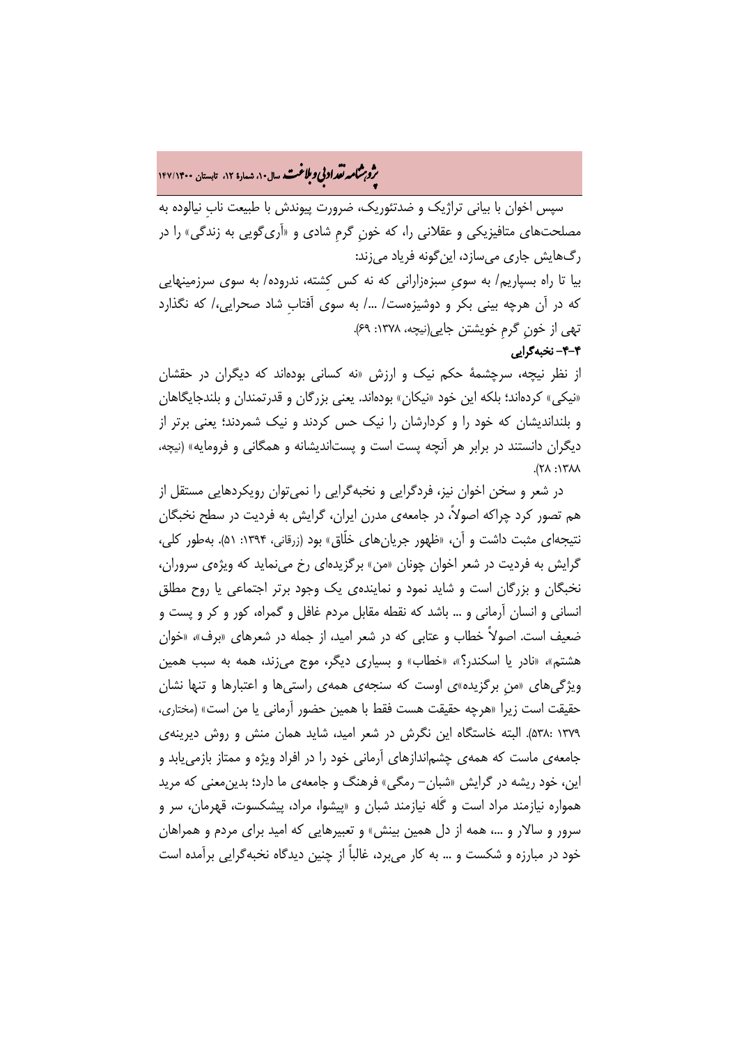سپس اخوان با بیانی تراژیک و ضدتئوریک، ضرورت پیوندش با طبیعت نابِ نیالوده به مصلحت‌های متافیزیکی و عقلانی را، که خونِ گرمِ شادی و «آری‌گویی به زندگی» را در رگ‌هایش جاری می‌سازد، این‌گونه فریاد می‌زند:

بیا تا راه بسپاریم/ به سویِ سبزه‌زارانی که نه کس کِشته، ندروده/ به سوی سرزمینهایی که در آن هرچه بینی بکر و دوشیزه‌ست/ ...‌/ به سوی آفتابِ شاد صحرایی،/ که نگذارد تهی از خونِ گرمِ خویشتن جایی(نیچه، ۱۳۷۸: ۶۹).

### ۴-۴- نخبه‌گرایی

از نظر نیچه، سرچشمهٔ حکم نیک و ارزش «نه کسانی بوده‌اند که دیگران در حقشان «نیکی» کرده‌اند؛ بلکه این خود «نیکان» بوده‌اند. یعنی بزرگان و قدرتمندان و بلندجایگاهان و بلنداندیشان که خود را و کردارشان را نیک حس کردند و نیک شمردند؛ یعنی برتر از دیگران دانستند در برابر هر آنچه پست است و پست‌اندیشانه و همگانی و فرومایه» (نیچه، ۱۳۸۸: ۲۸).

در شعر و سخن اخوان نیز، فردگرایی و نخبه‌گرایی را نمی‌توان رویکردهایی مستقل از هم تصور کرد چراکه اصولاً، در جامعه‌ی مدرن ایران، گرایش به فردیت در سطح نخبگان نتیجه‌ای مثبت داشت و آن، «ظهور جریان‌های خلّاق» بود (زرقانی، ۱۳۹۴: ۵۱). به‌طور کلی، گرایش به فردیت در شعر اخوان چونان «من» برگزیده‌ای رخ می‌نماید که ویژه‌ی سروران، نخبگان و بزرگان است و شاید نمود و نماینده‌ی یک وجود برتر اجتماعی یا روح مطلق انسانی و انسان آرمانی و ... باشد که نقطه مقابل مردم غافل و گمراه، کور و کر و پست و ضعیف است. اصولاً خطاب و عتابی که در شعر امید، از جمله در شعرهای «برف»، «خوان هشتم»، «نادر یا اسکندر؟»، «خطاب» و بسیاری دیگر، موج می‌زند، همه به سبب همین ویژگی‌های «منِ برگزیده»‌ی اوست که سنجه‌ی همه‌ی راستی‌ها و اعتبارها و تنها نشان حقیقت است زیرا «هرچه حقیقت هست فقط با همین حضور آرمانی یا من است» (مختاری، ۱۳۷۹ :۵۳۸). البته خاستگاه این نگرش در شعر امید، شاید همان منش و روش دیرینه‌ی جامعه‌ی ماست که همه‌ی چشم‌اندازهای آرمانی خود را در افراد ویژه و ممتاز بازمی‌یابد و این، خود ریشه در گرایش «شبان– رمگی» فرهنگ و جامعه‌ی ما دارد؛ بدین‌معنی که مرید همواره نیازمند مراد است و گَله نیازمند شبان و «پیشوا، مراد، پیشکسوت، قهرمان، سر و سرور و سالار و ...، همه از دل همین بینش» و تعبیرهایی که امید برای مردم و همراهان خود در مبارزه و شکست و ... به کار می‌برد، غالباً از چنین دیدگاه نخبه‌گرایی برآمده است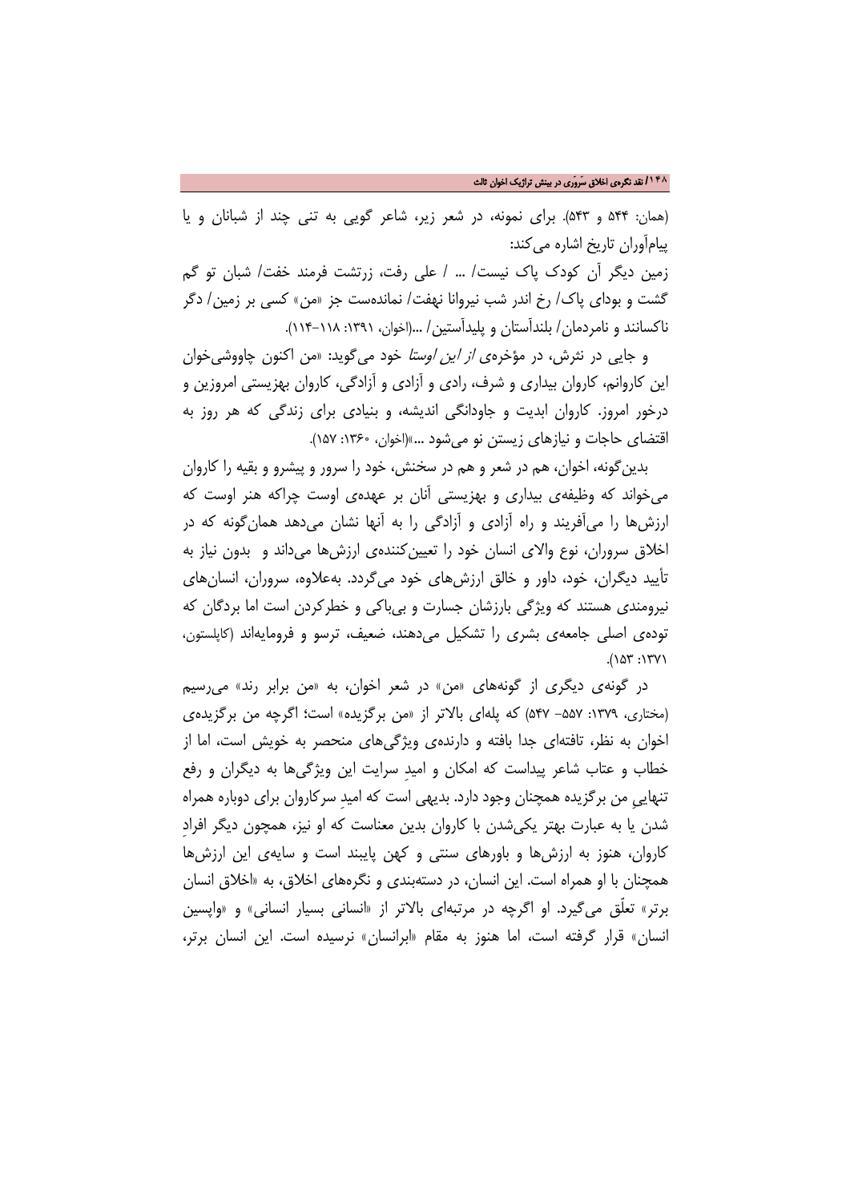(همان: ۵۴۴ و ۵۴۳). برای نمونه، در شعر زیر، شاعر گویی به تنی چند از شبانان و یا پیام‌آوران تاریخ اشاره می‌کند:

زمین دیگر آن کودک پاک نیست/ ... / علی رفت، زرتشت فرمند خفت/ شبان تو گم گشت و بودای پاک/ رخ اندر شب نیروانا نهفت/ نمانده‌ست جز «من» کسی بر زمین/ دگر ناکسانند و نامردمان/ بلندآستان و پلیدآستین/ ...(اخوان، ۱۳۹۱: ۱۱۸-۱۱۴).

و جایی در نثرش، در مؤخره‌ی *از این اوستا* خود می‌گوید: «من اکنون چاووشی‌خوان این کاروانم، کاروان بیداری و شرف، رادی و آزادی و آزادگی، کاروان بهزیستی امروزین و درخور امروز. کاروان ابدیت و جاودانگی اندیشه، و بنیادی برای زندگی که هر روز به اقتضای حاجات و نیازهای زیستن نو می‌شود ...»(اخوان، ۱۳۶۰: ۱۵۷).

بدین‌گونه، اخوان، هم در شعر و هم در سخنش، خود را سرور و پیشرو و بقیه را کاروان می‌خواند که وظیفه‌ی بیداری و بهزیستی آنان بر عهده‌ی اوست چراکه هنر اوست که ارزش‌ها را می‌آفریند و راه آزادی و آزادگی را به آنها نشان می‌دهد همان‌گونه که در اخلاق سروران، نوع والای انسان خود را تعیین‌کننده‌ی ارزش‌ها می‌داند و بدون نیاز به تأیید دیگران، خود، داور و خالق ارزش‌های خود می‌گردد. به‌علاوه، سروران، انسان‌های نیرومندی هستند که ویژگی بارزشان جسارت و بی‌باکی و خطرکردن است اما بردگان که توده‌ی اصلی جامعه‌ی بشری را تشکیل می‌دهند، ضعیف، ترسو و فرومایه‌اند (کاپلستون، ۱۳۷۱: ۱۵۳).

در گونه‌ی دیگری از گونه‌های «من» در شعر اخوان، به «من برابر رند» می‌رسیم (مختاری، ۱۳۷۹: ۵۵۷- ۵۴۷) که پله‌ای بالاتر از «من برگزیده» است؛ اگرچه من برگزیده‌ی اخوان به نظر، تافته‌ای جدا بافته و دارنده‌ی ویژگی‌های منحصر به خویش است، اما از خطاب و عتاب شاعر پیداست که امکان و امیدِ سرایت این ویژگی‌ها به دیگران و رفع تنهاییِ من برگزیده همچنان وجود دارد. بدیهی است که امیدِ سرکاروان برای دوباره همراه شدن یا به عبارت بهتر یکی‌شدن با کاروان بدین معناست که او نیز، همچون دیگر افرادِ کاروان، هنوز به ارزش‌ها و باورهای سنتی و کهن پایبند است و سایه‌ی این ارزش‌ها همچنان با او همراه است. این انسان، در دسته‌بندی و نگره‌های اخلاق، به «اخلاق انسان برتر» تعلّق می‌گیرد. او اگرچه در مرتبه‌ای بالاتر از «انسانی بسیار انسانی» و «واپسین انسان» قرار گرفته است، اما هنوز به مقام «ابرانسان» نرسیده است. این انسان برتر،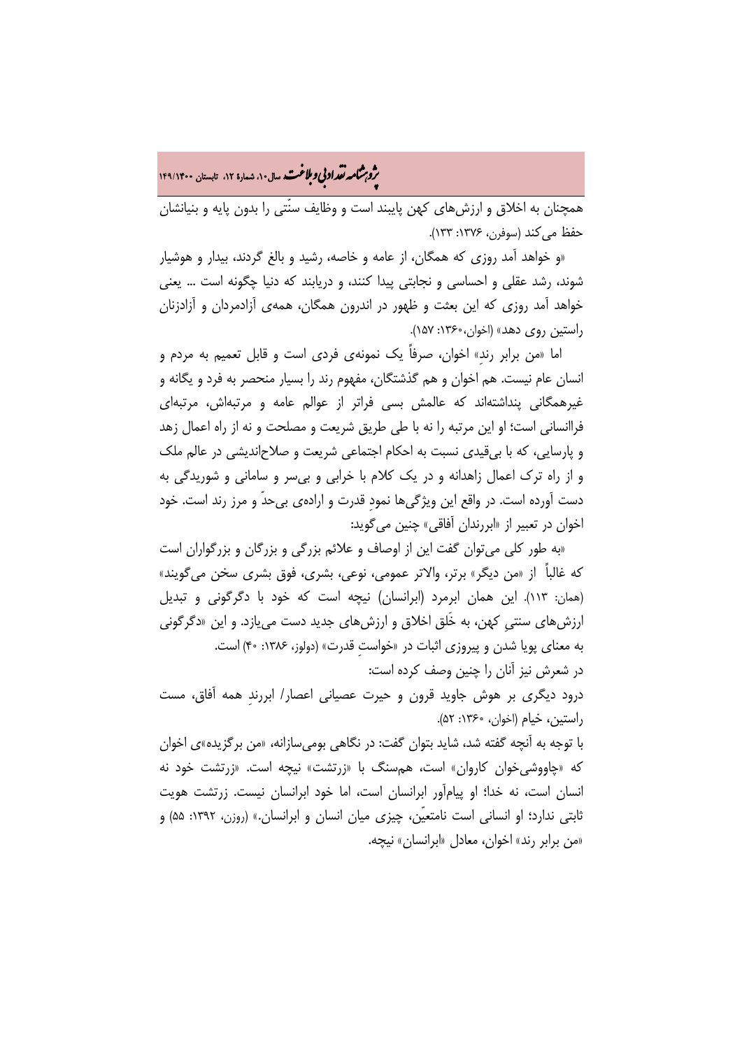همچنان به اخلاق و ارزش‌های کهن پایبند است و وظایف سنّتی را بدون پایه و بنیانشان حفظ می‌کند (سوفرن، ۱۳۷۶: ۱۳۳).

«و خواهد آمد روزی که همگان، از عامه و خاصه، رشید و بالغ گردند، بیدار و هوشیار شوند، رشد عقلی و احساسی و نجابتی پیدا کنند، و دریابند که دنیا چگونه است ... یعنی خواهد آمد روزی که این بعثت و ظهور در اندرون همگان، همه‌ی آزادمردان و آزادزنان راستین روی دهد» (اخوان،۱۳۶۰: ۱۵۷).

اما «من برابر رندِ» اخوان، صرفاً یک نمونه‌ی فردی است و قابل تعمیم به مردم و انسان عام نیست. هم اخوان و هم گذشتگان، مفهوم رند را بسیار منحصر به فرد و یگانه و غیرهمگانی پنداشته‌اند که عالمش بسی فراتر از عوالم عامه و مرتبه‌اش، مرتبه‌ای فراانسانی است؛ او این مرتبه را نه با طی طریق شریعت و مصلحت و نه از راه اعمال زهد و پارسایی، که با بی‌قیدی نسبت به احکام اجتماعی شریعت و صلاح‌اندیشی در عالم ملک و از راه ترک اعمال زاهدانه و در یک کلام با خرابی و بی‌سر و سامانی و شوریدگی به دست آورده است. در واقع این ویژگی‌ها نمودِ قدرت و اراده‌ی بی‌حدّ و مرز رند است. خود اخوان در تعبیر از «ابررندان آفاقی» چنین می‌گوید:

«به طور کلی می‌توان گفت این از اوصاف و علائم بزرگی و بزرگان و بزرگواران است که غالباً از «من دیگر» برتر، والاتر عمومی، نوعی، بشری، فوق بشری سخن می‌گویند» (همان: ۱۱۳). این همان ابرمرد (ابرانسان) نیچه است که خود با دگرگونی و تبدیل ارزش‌های سنتیِ کهن، به خَلق اخلاق و ارزش‌های جدید دست می‌یازد. و این «دگرگونی به معنای پویا شدن و پیروزی اثبات در «خواستِ قدرت» (دولوز، ۱۳۸۶: ۴۰) است.

در شعرش نیز آنان را چنین وصف کرده است:

درود دیگری بر هوش جاوید قرون و حیرت عصیانی اعصار/ ابررندِ همه آفاق، مست راستین، خیام (اخوان، ۱۳۶۰: ۵۲).

با توجه به آنچه گفته شد، شاید بتوان گفت: در نگاهی بومی‌سازانه، «من برگزیده»ی اخوان که «چاووشی‌خوان کاروان» است، هم‌سنگ با «زرتشت» نیچه است. «زرتشت خود نه انسان است، نه خدا؛ او پیام‌آور ابرانسان است، اما خود ابرانسان نیست. زرتشت هویت ثابتی ندارد؛ او انسانی است نامتعیّن، چیزی میان انسان و ابرانسان.» (روزن، ۱۳۹۲: ۵۵) و «من برابر رند» اخوان، معادل «ابرانسان» نیچه.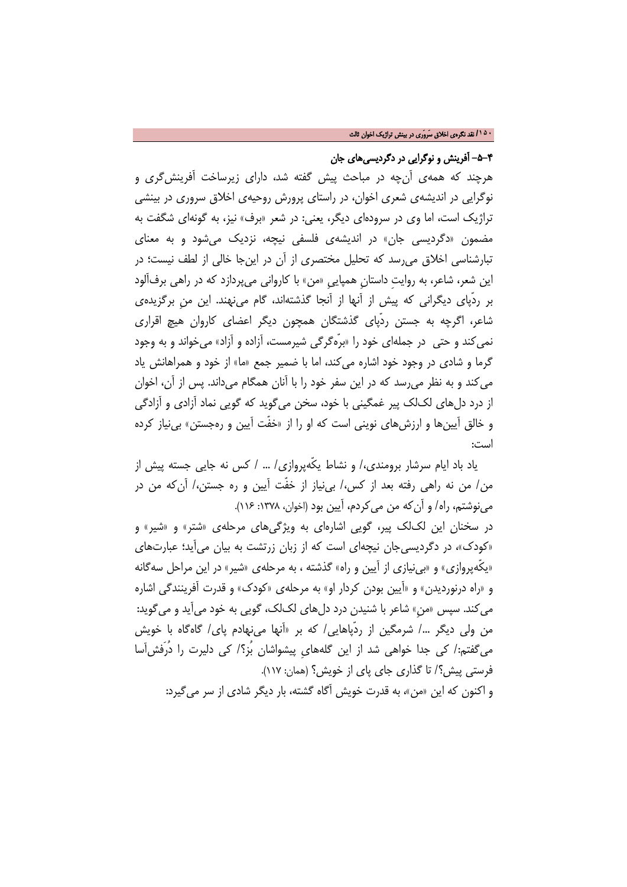### ۴-۵- آفرینش و نوگرایی در دگردیسی‌های جان

هرچند که همه‌ی آن‌چه در مباحث پیش گفته شد، دارای زیرساخت آفرینش‌گری و نوگرایی در اندیشه‌ی شعری اخوان، در راستای پرورش روحیه‌ی اخلاق سروری در بینشی تراژیک است، اما وی در سروده‌ای دیگر، یعنی: در شعر «برف» نیز، به گونه‌ای شگفت به مضمون «دگردیسی جان» در اندیشه‌ی فلسفی نیچه، نزدیک می‌شود و به معنای تبارشناسی اخلاق می‌رسد که تحلیل مختصری از آن در این‌جا خالی از لطف نیست؛ در این شعر، شاعر، به روایتِ داستانِ همپاییِ «من» با کاروانی می‌پردازد که در راهی برف‌آلود بر ردّپای دیگرانی که پیش از آنها از آنجا گذشته‌اند، گام می‌نهند. این منِ برگزیده‌ی شاعر، اگرچه به جستن ردّپای گذشتگان همچون دیگر اعضای کاروان هیچ اقراری نمی‌کند و حتی در جمله‌ای خود را «برّه‌گرگی شیرمست، آزاده و آزاد» می‌خواند و به وجود گرما و شادی در وجود خود اشاره می‌کند، اما با ضمیر جمع «ما» از خود و همراهانش یاد می‌کند و به نظر می‌رسد که در این سفر خود را با آنان همگام می‌داند. پس از آن، اخوان از درد دل‌های لک‌لک پیر غمگینی با خود، سخن می‌گوید که گویی نماد آزادی و آزادگی و خالق آیین‌ها و ارزش‌های نوینی است که او را از «خفّت آیین و ره‌جستن» بی‌نیاز کرده است:

یاد باد ایام سرشار برومندی،/ و نشاط یکّه‌پروازی/ ... / کس نه جایی جسته پیش از من/ من نه راهی رفته بعد از کس،/ بی‌نیاز از خفّت آیین و ره جستن،/ آن‌که من در می‌نوشتم، راه/ و آن‌که من می‌کردم، آیین بود (اخوان، ۱۳۷۸: ۱۱۶).

در سخنان این لک‌لک پیر، گویی اشاره‌ای به ویژگی‌های مرحله‌ی «شتر» و «شیر» و «کودک»، در دگردیسی‌جان نیچه‌ای است که از زبان زرتشت به بیان می‌آید؛ عبارت‌های «یکّه‌پروازی» و «بی‌نیازی از آیین و راه» گذشته ، به مرحله‌ی «شیر» در این مراحل سه‌گانه و «راه درنوردیدن» و «آیین بودن کردار او» به مرحله‌ی «کودک» و قدرت آفرینندگی اشاره می‌کند. سپس «منِ» شاعر با شنیدن درد دل‌های لک‌لک، گویی به خود می‌آید و می‌گوید: من ولی دیگر .../ شرمگین از ردّپاهایی/ که بر «آنها می‌نهادم پای/ گاه‌گاه با خویش می‌گفتم:/ کی جدا خواهی شد از این گله‌های پیشواشان بُز؟/ کی دلیرت را دُرَفش‌آسا فرستی پیش؟/ تا گذاری جای پای از خویش؟ (همان: ۱۱۷).

و اکنون که این «من»، به قدرت خویش آگاه گشته، بار دیگر شادی از سر می‌گیرد: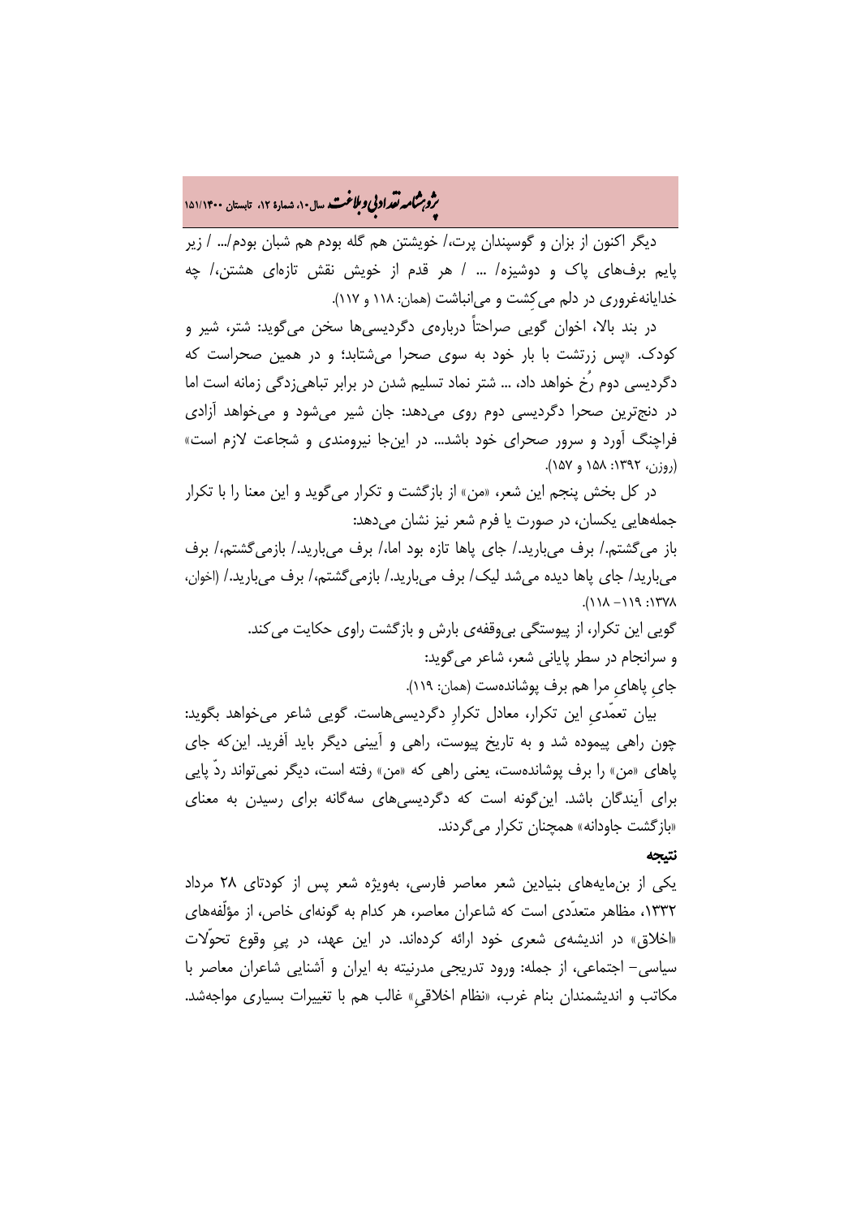دیگر اکنون از بزان و گوسپندان پرت،/ خویشتن هم گله بودم هم شبان بودم/... / زیر پایم برف‌های پاک و دوشیزه/ ... / هر قدم از خویش نقش تازه‌ای هشتن،/ چه خدایانه‌غروری در دلم می‌کِشت و می‌انباشت (همان: ۱۱۸ و ۱۱۷).

در بند بالا، اخوان گویی صراحتاً درباره‌ی دگردیسی‌ها سخن می‌گوید: شتر، شیر و کودک. «پس زرتشت با بار خود به سوی صحرا می‌شتابد؛ و در همین صحراست که دگردیسی دوم رُخ خواهد داد، ... شتر نماد تسلیم شدن در برابر تباهی‌زدگی زمانه است اما در دنج‌ترین صحرا دگردیسی دوم روی می‌دهد: جان شیر می‌شود و می‌خواهد آزادی فراچنگ آورد و سرور صحرای خود باشد... در این‌جا نیرومندی و شجاعت لازم است» (روزن، ۱۳۹۲: ۱۵۸ و ۱۵۷).

در کل بخش پنجم این شعر، «من» از بازگشت و تکرار می‌گوید و این معنا را با تکرار جمله‌هایی یکسان، در صورت یا فرم شعر نیز نشان می‌دهد:

باز می‌گشتم./ برف می‌بارید./ جای پاها تازه بود اما،/ برف می‌بارید./ بازمی‌گشتم،/ برف می‌بارید/ جای پاها دیده می‌شد لیک/ برف می‌بارید./ بازمی‌گشتم،/ برف می‌بارید./ (اخوان، ۱۳۷۸: ۱۱۹- ۱۱۸).

گویی این تکرار، از پیوستگی بی‌وقفه‌ی بارش و بازگشت راوی حکایت می‌کند.

و سرانجام در سطر پایانی شعر، شاعر می‌گوید:

جایِ پاهایِ مرا هم برف پوشانده‌ست (همان: ۱۱۹).

بیان تعمّدیِ این تکرار، معادل تکرارِ دگردیسی‌هاست. گویی شاعر می‌خواهد بگوید: چون راهی پیموده شد و به تاریخ پیوست، راهی و آیینی دیگر باید آفرید. این‌که جای پاهای «من» را برف پوشانده‌ست، یعنی راهی که «من» رفته است، دیگر نمی‌تواند ردّ پایی برای آیندگان باشد. این‌گونه است که دگردیسی‌های سه‌گانه برای رسیدن به معنای «بازگشت جاودانه» همچنان تکرار می‌گردند.

## نتیجه

یکی از بن‌مایه‌های بنیادین شعر معاصر فارسی، به‌ویژه شعر پس از کودتای ۲۸ مرداد ۱۳۳۲، مظاهر متعدّدی است که شاعران معاصر، هر کدام به گونه‌ای خاص، از مؤلّفه‌های «اخلاق» در اندیشه‌ی شعری خود ارائه کرده‌اند. در این عهد، در پیِ وقوع تحوّلات سیاسی- اجتماعی، از جمله: ورود تدریجی مدرنیته به ایران و آشنایی شاعران معاصر با مکاتب و اندیشمندان بنام غرب، «نظام اخلاقیِ» غالب هم با تغییرات بسیاری مواجه‌شد.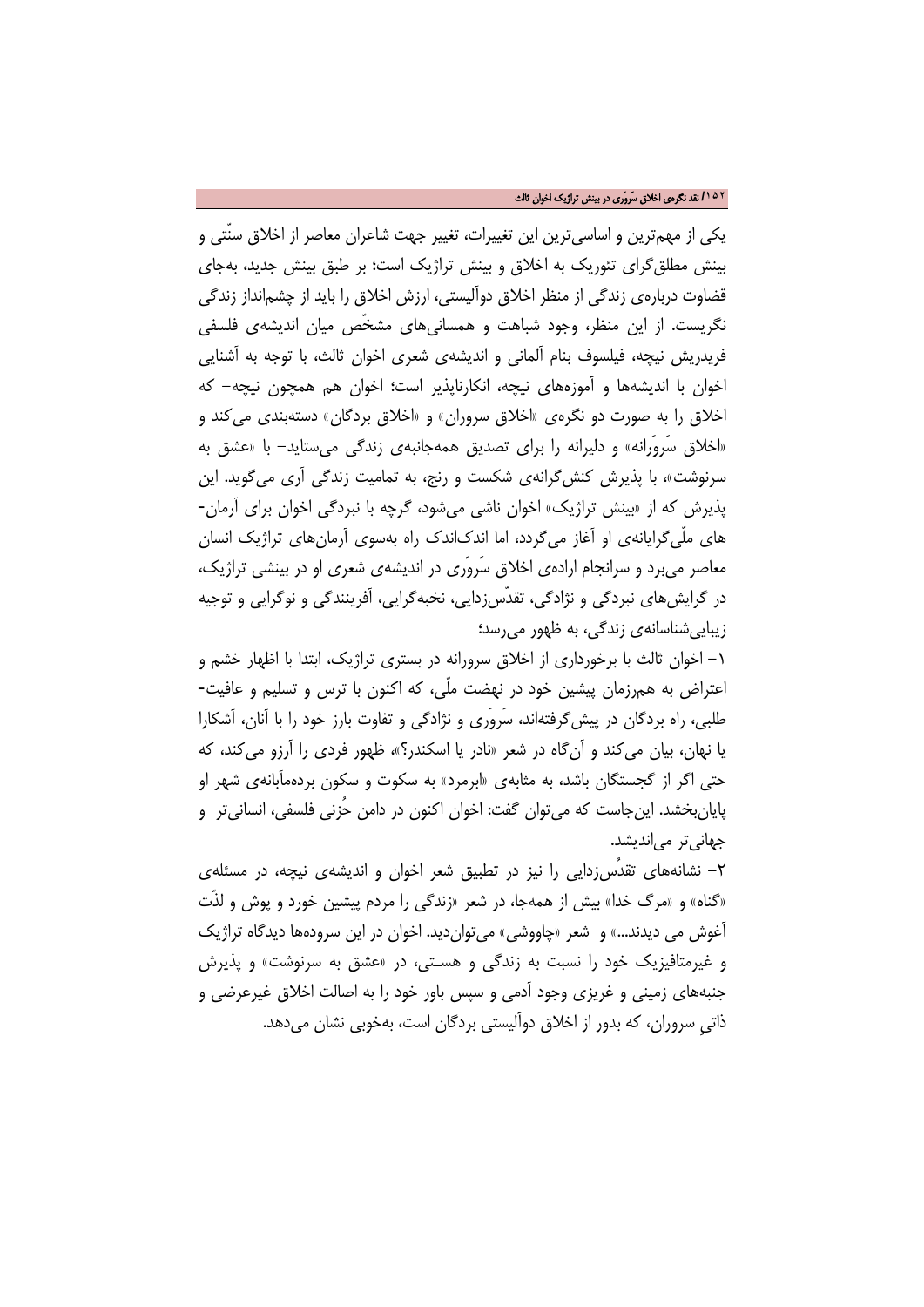یکی از مهم‌ترین و اساسی‌ترین این تغییرات، تغییر جهت شاعران معاصر از اخلاق سنّتی و بینش مطلق‌گرای تئوریک به اخلاق و بینش تراژیک است؛ بر طبق بینش جدید، به‌جای قضاوت درباره‌ی زندگی از منظر اخلاق دوآلیستی، ارزش اخلاق را باید از چشم‌انداز زندگی نگریست. از این منظر، وجود شباهت و همسانی‌های مشخّص میان اندیشه‌ی فلسفی فریدریش نیچه، فیلسوف بنام آلمانی و اندیشه‌ی شعری اخوان ثالث، با توجه به آشنایی اخوان با اندیشه‌ها و آموزه‌های نیچه، انکارناپذیر است؛ اخوان هم همچون نیچه– که اخلاق را به صورت دو نگره‌ی «اخلاق سروران» و «اخلاق بردگان» دسته‌بندی می‌کند و «اخلاق سَروَرانه» و دلیرانه را برای تصدیق همه‌جانبه‌ی زندگی می‌ستاید– با «عشق به سرنوشت»، با پذیرش کنش‌گرانه‌ی شکست و رنج، به تمامیت زندگی آری می‌گوید. این پذیرش که از «بینش تراژیک» اخوان ناشی می‌شود، گرچه با نبردگی اخوان برای آرمان‌های ملّی‌گرایانه‌ی او آغاز می‌گردد، اما اندک‌اندک راه به‌سوی آرمان‌های تراژیک انسان معاصر می‌برد و سرانجام اراده‌ی اخلاق سَروَری در اندیشه‌ی شعری او در بینشی تراژیک، در گرایش‌های نبردگی و نژادگی، تقدّس‌زدایی، نخبه‌گرایی، آفرینندگی و نوگرایی و توجیه زیبایی‌شناسانه‌ی زندگی، به ظهور می‌رسد؛

۱– اخوان ثالث با برخورداری از اخلاق سرورانه در بستری تراژیک، ابتدا با اظهار خشم و اعتراض به هم‌رزمان پیشین خود در نهضت ملّی، که اکنون با ترس و تسلیم و عافیت‌طلبی، راه بردگان در پیش‌گرفته‌اند، سَروَری و نژادگی و تفاوت بارز خود را با آنان، آشکارا یا نهان، بیان می‌کند و آن‌گاه در شعر «نادر یا اسکندر؟»، ظهور فردی را آرزو می‌کند، که حتی اگر از گجستگان باشد، به مثابه‌ی «ابرمرد» به سکوت و سکون برده‌مآبانه‌ی شهر او پایان‌بخشد. این‌جاست که می‌توان گفت: اخوان اکنون در دامن حُزنی فلسفی، انسانی‌تر و جهانی‌تر می‌اندیشد.

۲– نشانه‌های تقدُس‌زدایی را نیز در تطبیق شعر اخوان و اندیشه‌ی نیچه، در مسئله‌ی «گناه» و «مرگ خدا» بیش از همه‌جا، در شعر «زندگی را مردم پیشین خورد و پوش و لذّت آغوش می دیدند...» و شعر «چاووشی» می‌توان‌دید. اخوان در این سروده‌ها دیدگاه تراژیک و غیرمتافیزیک خود را نسبت به زندگی و هستی، در «عشق به سرنوشت» و پذیرش جنبه‌های زمینی و غریزی وجود آدمی و سپس باور خود را به اصالت اخلاق غیرعرضی و ذاتیِ سروران، که بدور از اخلاق دوآلیستی بردگان است، به‌خوبی نشان می‌دهد.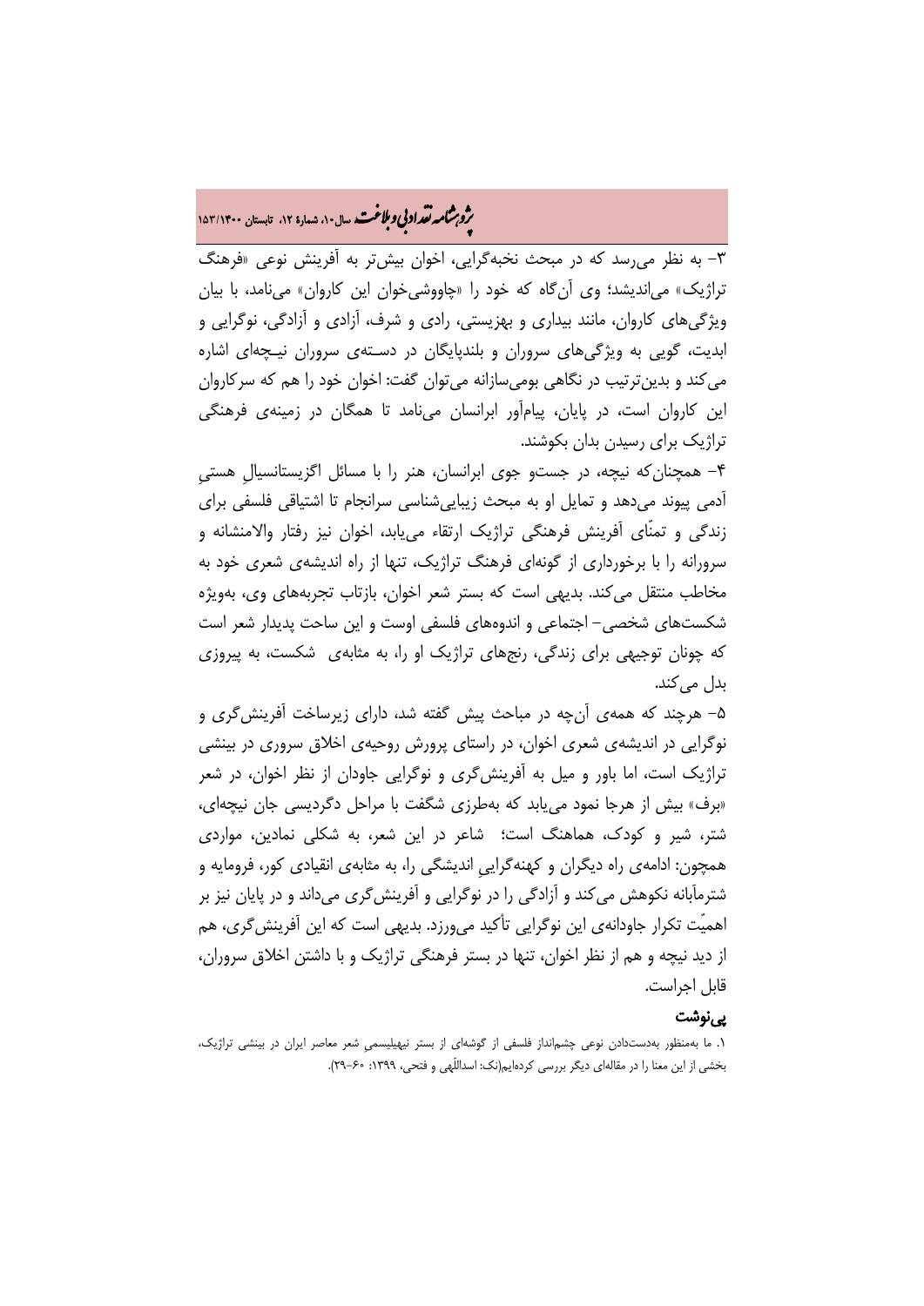۳- به نظر می‌رسد که در مبحث نخبه‌گرایی، اخوان بیش‌تر به آفرینش نوعی «فرهنگ تراژیک» می‌اندیشد؛ وی آن‌گاه که خود را «چاووشی‌خوان این کاروان» می‌نامد، با بیان ویژگی‌های کاروان، مانند بیداری و بهزیستی، رادی و شرف، آزادی و آزادگی، نوگرایی و ابدیت، گویی به ویژگی‌های سروران و بلندپایگان در دسته‌ی سروران نیچه‌ای اشاره می‌کند و بدین‌ترتیب در نگاهی بومی‌سازانه می‌توان گفت: اخوان خود را هم که سرکاروان این کاروان است، در پایان، پیام‌آور ابرانسان می‌نامد تا همگان در زمینه‌ی فرهنگی تراژیک برای رسیدن بدان بکوشند.

۴- همچنان‌که نیچه، در جست‌و جوی ابرانسان، هنر را با مسائل اگزیستانسیالِ هستیِ آدمی پیوند می‌دهد و تمایل او به مبحث زیبایی‌شناسی سرانجام تا اشتیاقی فلسفی برای زندگی و تمنّای آفرینش فرهنگی تراژیک ارتقاء می‌یابد، اخوان نیز رفتار والامنشانه و سرورانه را با برخورداری از گونه‌ای فرهنگ تراژیک، تنها از راه اندیشه‌ی شعری خود به مخاطب منتقل می‌کند. بدیهی است که بستر شعر اخوان، بازتاب تجربه‌های وی، به‌ویژه شکست‌های شخصی- اجتماعی و اندوه‌های فلسفی اوست و این ساحت پدیدار شعر است که چونان توجیهی برای زندگی، رنج‌های تراژیک او را، به مثابه‌ی شکست، به پیروزی بدل می‌کند.

۵- هرچند که همه‌ی آن‌چه در مباحث پیش گفته شد، دارای زیرساخت آفرینش‌گری و نوگرایی در اندیشه‌ی شعری اخوان، در راستای پرورش روحیه‌ی اخلاق سروری در بینشی تراژیک است، اما باور و میل به آفرینش‌گری و نوگرایی جاودان از نظر اخوان، در شعر «برف» بیش از هرجا نمود می‌یابد که به‌طرزی شگفت با مراحل دگردیسی جان نیچه‌ای، شتر، شیر و کودک، هماهنگ است؛ شاعر در این شعر، به شکلی نمادین، مواردی همچون: ادامه‌ی راه دیگران و کهنه‌گراییِ اندیشگی را، به مثابه‌ی انقیادی کور، فرومایه و شترمآبانه نکوهش می‌کند و آزادگی را در نوگرایی و آفرینش‌گری می‌داند و در پایان نیز بر اهمیّت تکرار جاودانه‌ی این نوگرایی تأکید می‌ورزد. بدیهی است که این آفرینش‌گری، هم از دید نیچه و هم از نظر اخوان، تنها در بستر فرهنگی تراژیک و با داشتن اخلاق سروران، قابل اجراست.

### پی‌نوشت

۱. ما به‌منظور به‌دست‌دادن نوعی چشم‌انداز فلسفی از گوشه‌ای از بستر نیهیلیسمیِ شعر معاصر ایران در بینشی تراژیک، بخشی از این معنا را در مقاله‌ای دیگر بررسی کرده‌ایم(نک: اسداللّهی و فتحی، ۱۳۹۹: ۶۰-۲۹).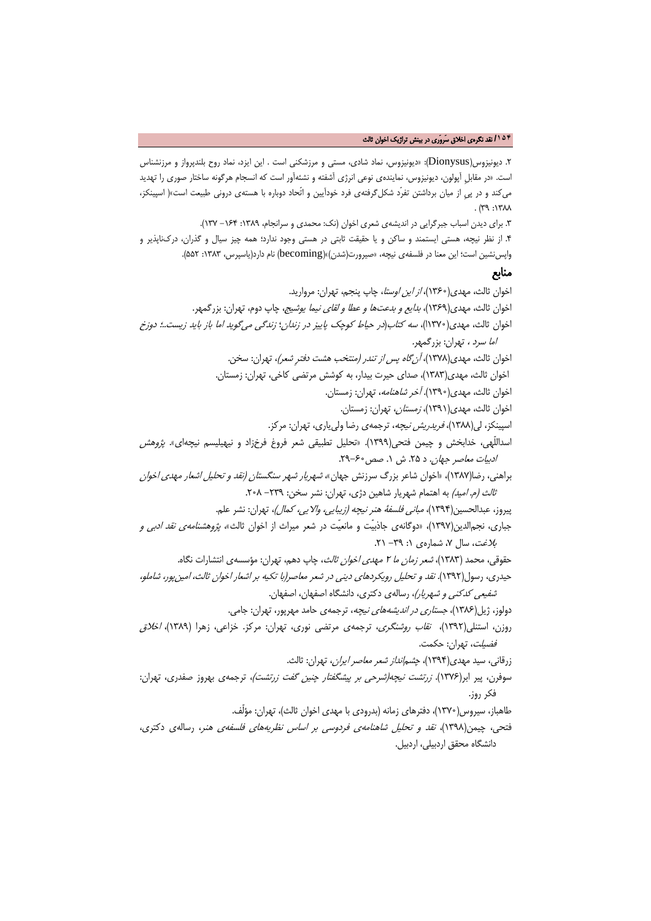۲. دیونیزوس(Dionysus): «دیونیزوس، نماد شادی، مستی و مرزشکنی است . این ایزد، نماد روح بلندپرواز و مرزنشناس است. «در مقابلِ آپولون، دیونیزوس، نماینده‌ی نوعی انرژی آشفته و نشئه‌آور است که انسجام هرگونه ساختار صوری را تهدید می‌کند و در پیِ از میان برداشتن تفرّد شکل‌گرفته‌ی فرد خودآیین و اتّحاد دوباره با هسته‌ی درونی طبیعت است»( اسپینکز، ۱۳۸۸: ۳۹) .

۳. برای دیدن اسباب جبرگرایی در اندیشه‌ی شعری اخوان (نک: محمدی و سرانجام، ۱۳۸۹: ۱۶۴- ۱۳۷).

۴. از نظر نیچه، هستی ایستمند و ساکن و یا حقیقت ثابتی در هستی وجود ندارد؛ همه چیز سیال و گذران، درک‌ناپذیر و واپس‌نشین است؛ این معنا در فلسفه‌ی نیچه، «صیرورت(شدن)»(becoming) نام دارد(یاسپرس، ۱۳۸۳: ۵۵۲).

## منابع

اخوان ثالث، مهدی(۱۳۶۰)، *از این اوستا*، چاپ پنجم، تهران: مروارید.

اخوان ثالث، مهدی(۱۳۶۹)، *بدایع و بدعت‌ها و عطا و لقای نیما یوشیج*، چاپ دوم، تهران: بزرگمهر.

اخوان ثالث، مهدی(۱۳۷۰)، *سه کتاب(در حیاط کوچک پاییز در زندان؛ زندگی می‌گوید اما باز باید زیست..؛ دوزخ اما سرد* ، تهران: بزرگمهر.

اخوان ثالث، مهدی(۱۳۷۸)، *آن‌گاه پس از تندر (منتخب هشت دفتر شعر)*، تهران: سخن.

اخوان ثالث، مهدی(۱۳۸۳)، صدای حیرت بیدار، به کوشش مرتضی کاخی، تهران: زمستان.

اخوان ثالث، مهدی(۱۳۹۰). *آخر شاهنامه*، تهران: زمستان.

اخوان ثالث، مهدی(۱۳۹۱)، *زمستان*، تهران: زمستان.

اسپینکز، لی(۱۳۸۸)، *فریدریش نیچه*، ترجمه‌ی رضا ولی‌یاری، تهران: مرکز.

اسداللّهی، خدابخش و چیمن فتحی(۱۳۹۹). «تحلیل تطبیقی شعر فروغ فرخزاد و نیهیلیسم نیچه‌ای». *پژوهش ادبیات معاصر جهان*. د ۲۵. ش ۱. صص۶۰-۲۹.

براهنی، رضا(۱۳۸۷)، «اخوان شاعر بزرگ سرزنش جهان»، *شهریار شهر سنگستان (نقد و تحلیل اشعار مهدی اخوان ثالث (م. امید)* به اهتمام شهریار شاهین دژی، تهران: نشر سخن: ۲۳۹- ۲۰۸.

پیروز، عبدالحسین(۱۳۹۴)، *مبانی فلسفۀ هنر نیچه (زیبایی، والایی، کمال)*، تهران: نشر علم.

جباری، نجم‌الدین(۱۳۹۷)، «دوگانه‌ی جاذبیّت و مانعیّت در شعر میراث از اخوان ثالث»، *پژوهشنامه‌ی نقد ادبی و بلاغت*، سال ۷، شماره‌ی ۱: ۳۹- ۲۱.

حقوقی، محمد (۱۳۸۳)، *شعر زمان ما ۲ مهدی اخوان ثالث*، چاپ دهم، تهران: مؤسسه‌ی انتشارات نگاه.

حیدری، رسول(۱۳۹۲). *نقد و تحلیل رویکردهای دینی در شعر معاصر(با تکیه بر اشعار اخوان ثالث، امین‌پور، شاملو، شفیعی کدکنی و شهریار)*، رساله‌ی دکتری، دانشگاه اصفهان، اصفهان.

دولوز، ژیل(۱۳۸۶)، *جستاری در اندیشه‌های نیچه*، ترجمه‌ی حامد مهرپور، تهران: جامی.

روزن، استنلی(۱۳۹۲)، *نقاب روشنگری*، ترجمه‌ی مرتضی نوری، تهران: مرکز. خزاعی، زهرا (۱۳۸۹)، *اخلاق فضیلت*، تهران: حکمت.

زرقانی، سید مهدی(۱۳۹۴)، *چشم‌انداز شعر معاصر ایران*، تهران: ثالث.

سوفرن، پیر ابر(۱۳۷۶). *زرتشت نیچه(شرحی بر پیشگفتار چنین گفت زرتشت)*، ترجمه‌ی بهروز صفدری، تهران: فکر روز.

طاهباز، سیروس(۱۳۷۰)، دفترهای زمانه (بدرودی با مهدی اخوان ثالث)، تهران: مؤلّف.

فتحی، چیمن(۱۳۹۸)، *نقد و تحلیل شاهنامه‌ی فردوسی بر اساس نظریه‌های فلسفه‌ی هنر*، رساله‌ی دکتری، دانشگاه محقق اردبیلی، اردبیل.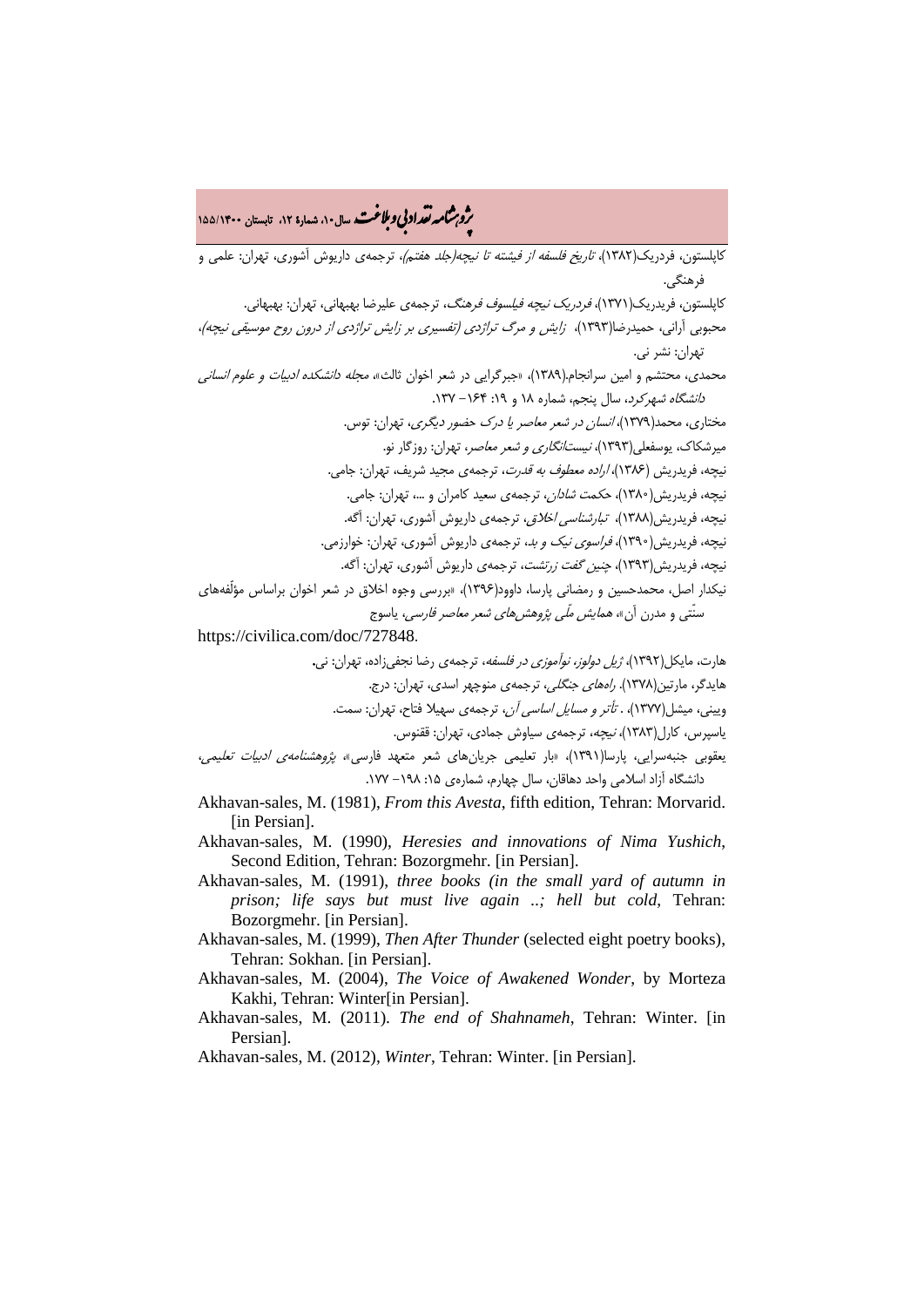کاپلستون، فردریک(۱۳۸۲)، *تاریخ فلسفه از فیشته تا نیچه(جلد هفتم)*، ترجمه‌ی داریوش آشوری، تهران: علمی و فرهنگی.

کاپلستون، فریدریک(۱۳۷۱)، *فردریک نیچه فیلسوف فرهنگ*، ترجمه‌ی علیرضا بهبهانی، تهران: بهبهانی.

محبوبی آرانی، حمیدرضا(۱۳۹۳)، *زایش و مرگ تراژدی (تفسیری بر زایش تراژدی از درون روح موسیقی نیچه)*، تهران: نشر نی.

محمدی، محتشم و امین سرانجام.(۱۳۸۹)، «جبرگرایی در شعر اخوان ثالث»، *مجله دانشکده ادبیات و علوم انسانی دانشگاه شهرکرد*، سال پنجم، شماره ۱۸ و ۱۹: ۱۶۴– ۱۳۷.

مختاری، محمد(۱۳۷۹)، *انسان در شعر معاصر یا درک حضور دیگری*، تهران: توس.

میرشکاک، یوسفعلی(۱۳۹۳)، *نیست‌انگاری و شعر معاصر*، تهران: روزگار نو.

نیچه، فریدریش (۱۳۸۶)، *اراده معطوف به قدرت*، ترجمه‌ی مجید شریف، تهران: جامی.

نیچه، فریدریش(۱۳۸۰)، *حکمت شادان*، ترجمه‌ی سعید کامران و ...، تهران: جامی.

نیچه، فریدریش(۱۳۸۸)، *تبارشناسی اخلاق*، ترجمه‌ی داریوش آشوری، تهران: آگه.

نیچه، فریدریش(۱۳۹۰)، *فراسوی نیک و بد*، ترجمه‌ی داریوش آشوری، تهران: خوارزمی.

نیچه، فریدریش(۱۳۹۳)، *چنین گفت زرتشت*، ترجمه‌ی داریوش آشوری، تهران: آگه.

نیکدار اصل، محمدحسین و رمضانی پارسا، داوود(۱۳۹۶)، «بررسی وجوه اخلاق در شعر اخوان براساس مؤلّفه‌های سنّتی و مدرن آن»، *همایش ملّی پژوهش‌های شعر معاصر فارسی*، یاسوج https://civilica.com/doc/727848.

هارت، مایکل(۱۳۹۲)، *ژیل دولوز، نوآموزی در فلسفه*، ترجمه‌ی رضا نجفی‌زاده، تهران: نی.

هایدگر، مارتین(۱۳۷۸). *راه‌های جنگلی*، ترجمه‌ی منوچهر اسدی، تهران: درج.

وبینی، میشل(۱۳۷۷)، . *تأتر و مسایل اساسی آن*، ترجمه‌ی سهیلا فتاح، تهران: سمت.

یاسپرس، کارل(۱۳۸۳)، *نیچه*، ترجمه‌ی سیاوش جمادی، تهران: ققنوس.

یعقوبی جنبه‌سرایی، پارسا(۱۳۹۱)، «بار تعلیمی جریان‌های شعر متعهد فارسی»، *پژوهشنامه‌ی ادبیات تعلیمی*، دانشگاه آزاد اسلامی واحد دهاقان، سال چهارم، شماره‌ی ۱۵: ۱۹۸– ۱۷۷.

Akhavan-sales, M. (1981), *From this Avesta*, fifth edition, Tehran: Morvarid. [in Persian].

Akhavan-sales, M. (1990), *Heresies and innovations of Nima Yushich*, Second Edition, Tehran: Bozorgmehr. [in Persian].

Akhavan-sales, M. (1991), *three books (in the small yard of autumn in prison; life says but must live again ..; hell but cold*, Tehran: Bozorgmehr. [in Persian].

Akhavan-sales, M. (1999), *Then After Thunder* (selected eight poetry books), Tehran: Sokhan. [in Persian].

Akhavan-sales, M. (2004), *The Voice of Awakened Wonder*, by Morteza Kakhi, Tehran: Winter[in Persian].

Akhavan-sales, M. (2011). *The end of Shahnameh*, Tehran: Winter. [in Persian].

Akhavan-sales, M. (2012), *Winter*, Tehran: Winter. [in Persian].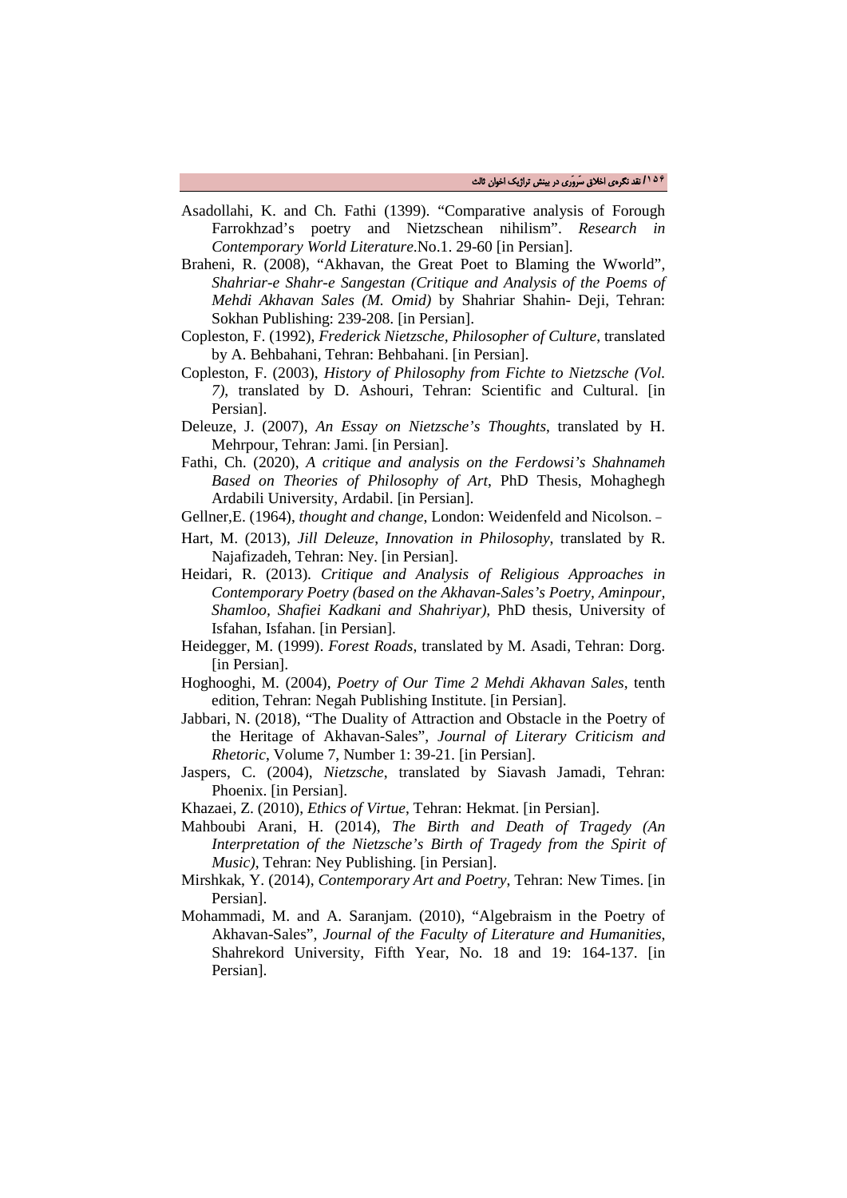Asadollahi, K. and Ch. Fathi (1399). "Comparative analysis of Forough Farrokhzad's poetry and Nietzschean nihilism". *Research in Contemporary World Literature*.No.1. 29-60 [in Persian].

Braheni, R. (2008), "Akhhavan, the Great Poet to Blaming the Wworld", *Shahriar-e Shahr-e Sangestan (Critique and Analysis of the Poems of Mehdi Akhavan Sales (M. Omid)* by Shahriar Shahin- Deji, Tehran: Sokhan Publishing: 239-208. [in Persian].

Copleston, F. (1992), *Frederick Nietzsche, Philosopher of Culture*, translated by A. Behbahani, Tehran: Behbahani. [in Persian].

Copleston, F. (2003), *History of Philosophy from Fichte to Nietzsche (Vol. 7)*, translated by D. Ashouri, Tehran: Scientific and Cultural. [in Persian].

Deleuze, J. (2007), *An Essay on Nietzsche's Thoughts*, translated by H. Mehrpour, Tehran: Jami. [in Persian].

Fathi, Ch. (2020), *A critique and analysis on the Ferdowsi's Shahnameh Based on Theories of Philosophy of Art*, PhD Thesis, Mohaghegh Ardabili University, Ardabil. [in Persian].

Gellner,E. (1964), *thought and change*, London: Weidenfeld and Nicolson. -

Hart, M. (2013), *Jill Deleuze, Innovation in Philosophy*, translated by R. Najafizadeh, Tehran: Ney. [in Persian].

Heidari, R. (2013). *Critique and Analysis of Religious Approaches in Contemporary Poetry (based on the Akhavan-Sales's Poetry, Aminpour, Shamloo, Shafiei Kadkani and Shahriyar)*, PhD thesis, University of Isfahan, Isfahan. [in Persian].

Heidegger, M. (1999). *Forest Roads*, translated by M. Asadi, Tehran: Dorg. [in Persian].

Hoghooghi, M. (2004), *Poetry of Our Time 2 Mehdi Akhavan Sales*, tenth edition, Tehran: Negah Publishing Institute. [in Persian].

Jabbari, N. (2018), "The Duality of Attraction and Obstacle in the Poetry of the Heritage of Akhavan-Sales", *Journal of Literary Criticism and Rhetoric*, Volume 7, Number 1: 39-21. [in Persian].

Jaspers, C. (2004), *Nietzsche*, translated by Siavash Jamadi, Tehran: Phoenix. [in Persian].

Khazaei, Z. (2010), *Ethics of Virtue*, Tehran: Hekmat. [in Persian].

Mahboubi Arani, H. (2014), *The Birth and Death of Tragedy (An Interpretation of the Nietzsche's Birth of Tragedy from the Spirit of Music)*, Tehran: Ney Publishing. [in Persian].

Mirshkak, Y. (2014), *Contemporary Art and Poetry*, Tehran: New Times. [in Persian].

Mohammadi, M. and A. Saranjam. (2010), "Algebraism in the Poetry of Akhavan-Sales", *Journal of the Faculty of Literature and Humanities*, Shahrekord University, Fifth Year, No. 18 and 19: 164-137. [in Persian].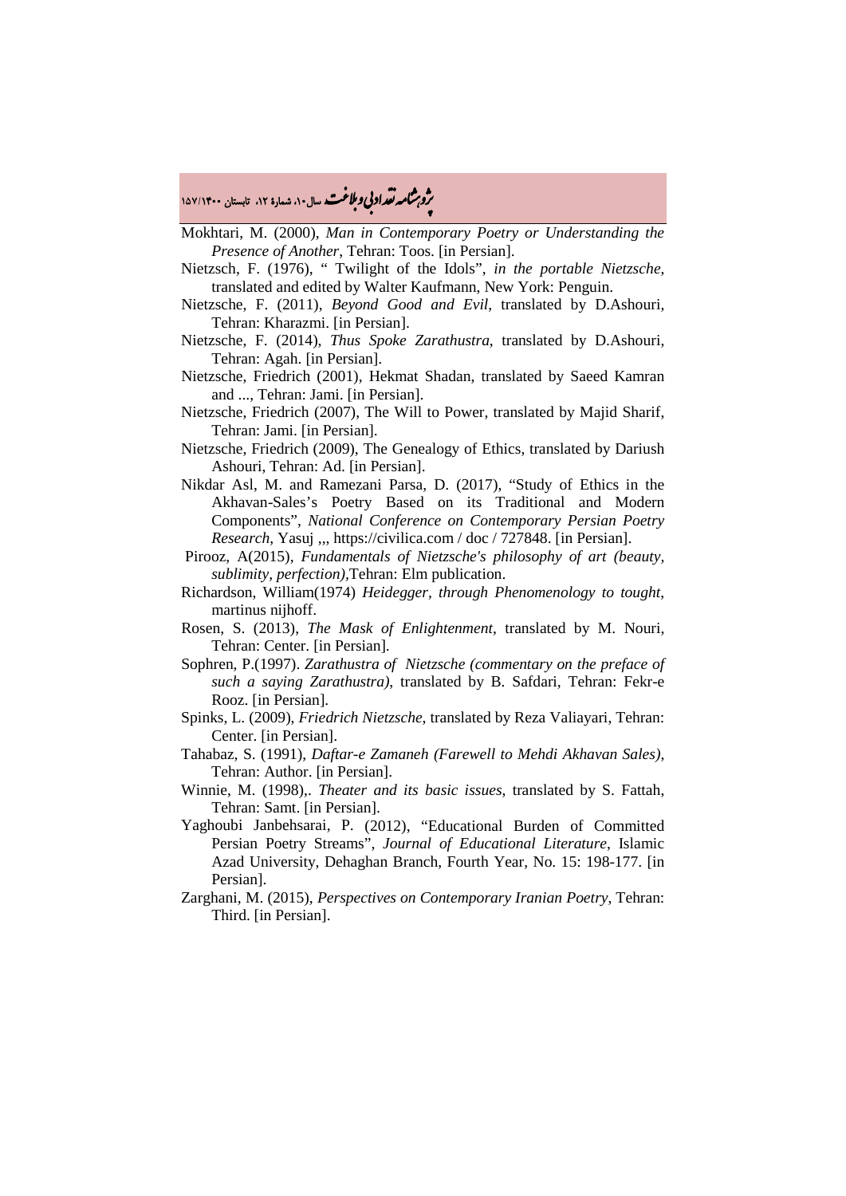Mokhtari, M. (2000), *Man in Contemporary Poetry or Understanding the Presence of Another*, Tehran: Toos. [in Persian].

Nietzsch, F. (1976), " Twilight of the Idols", *in the portable Nietzsche*, translated and edited by Walter Kaufmann, New York: Penguin.

Nietzsche, F. (2011), *Beyond Good and Evil*, translated by D.Ashouri, Tehran: Kharazmi. [in Persian].

Nietzsche, F. (2014), *Thus Spoke Zarathustra*, translated by D.Ashouri, Tehran: Agah. [in Persian].

Nietzsche, Friedrich (2001), Hekmat Shadan, translated by Saeed Kamran and ..., Tehran: Jami. [in Persian].

Nietzsche, Friedrich (2007), The Will to Power, translated by Majid Sharif, Tehran: Jami. [in Persian].

Nietzsche, Friedrich (2009), The Genealogy of Ethics, translated by Dariush Ashouri, Tehran: Ad. [in Persian].

Nikdar Asl, M. and Ramezani Parsa, D. (2017), "Study of Ethics in the Akhavan-Sales's Poetry Based on its Traditional and Modern Components", *National Conference on Contemporary Persian Poetry Research*, Yasuj ,,, https://civilica.com / doc / 727848. [in Persian].

Pirooz, A(2015), *Fundamentals of Nietzsche's philosophy of art (beauty, sublimity, perfection)*,Tehran: Elm publication.

Richardson, William(1974) *Heidegger, through Phenomenology to tought*, martinus nijhoff.

Rosen, S. (2013), *The Mask of Enlightenment*, translated by M. Nouri, Tehran: Center. [in Persian].

Sophren, P.(1997). *Zarathustra of Nietzsche (commentary on the preface of such a saying Zarathustra)*, translated by B. Safdari, Tehran: Fekr-e Rooz. [in Persian].

Spinks, L. (2009), *Friedrich Nietzsche*, translated by Reza Valiayari, Tehran: Center. [in Persian].

Tahabaz, S. (1991), *Daftar-e Zamaneh (Farewell to Mehdi Akhavan Sales)*, Tehran: Author. [in Persian].

Winnie, M. (1998),. *Theater and its basic issues*, translated by S. Fattah, Tehran: Samt. [in Persian].

Yaghoubi Janbehsarai, P. (2012), "Educational Burden of Committed Persian Poetry Streams", *Journal of Educational Literature*, Islamic Azad University, Dehaghan Branch, Fourth Year, No. 15: 198-177. [in Persian].

Zarghani, M. (2015), *Perspectives on Contemporary Iranian Poetry*, Tehran: Third. [in Persian].